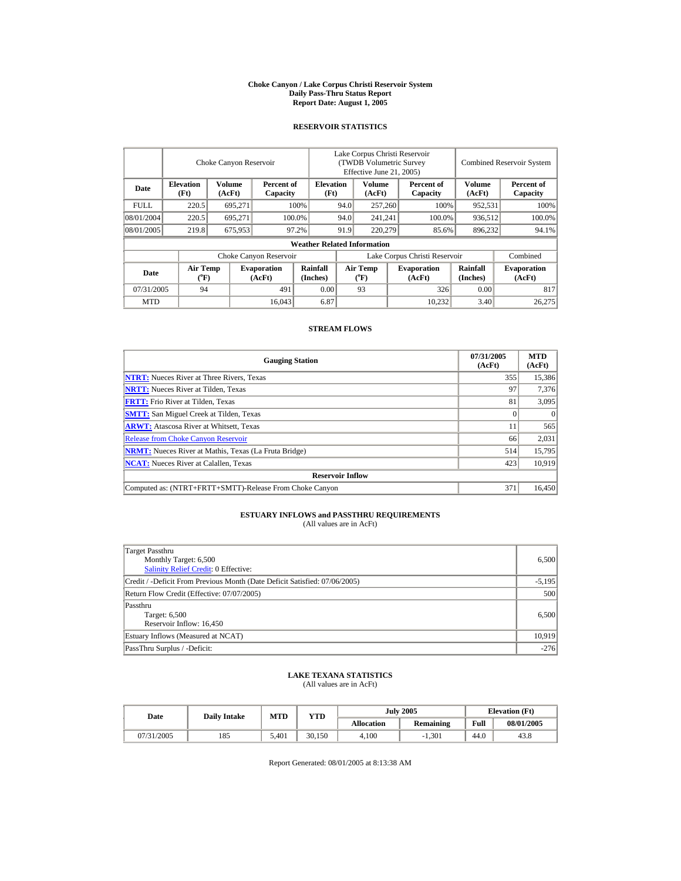# Choke Canyon / Lake Corpus Christi Reservoir System
## Daily Pass-Thru Status Report
### Report Date: August 1, 2005

## RESERVOIR STATISTICS

| Date | Choke Canyon Reservoir | | | Lake Corpus Christi Reservoir (TWDB Volumetric Survey Effective June 21, 2005) | | | Combined Reservoir System | |
|---|---|---|---|---|---|---|---|---|
| | Elevation (Ft) | Volume (AcFt) | Percent of Capacity | Elevation (Ft) | Volume (AcFt) | Percent of Capacity | Volume (AcFt) | Percent of Capacity |
| FULL | 220.5 | 695,271 | 100% | 94.0 | 257,260 | 100% | 952,531 | 100% |
| 08/01/2004 | 220.5 | 695,271 | 100.0% | 94.0 | 241,241 | 100.0% | 936,512 | 100.0% |
| 08/01/2005 | 219.8 | 675,953 | 97.2% | 91.9 | 220,279 | 85.6% | 896,232 | 94.1% |

**Weather Related Information**

| Date | Choke Canyon Reservoir | | | Lake Corpus Christi Reservoir | | | Combined |
|---|---|---|---|---|---|---|---|
| | Air Temp (°F) | Evaporation (AcFt) | Rainfall (Inches) | Air Temp (°F) | Evaporation (AcFt) | Rainfall (Inches) | Evaporation (AcFt) |
| 07/31/2005 | 94 | 491 | 0.00 | 93 | 326 | 0.00 | 817 |
| MTD | | 16,043 | 6.87 | | 10,232 | 3.40 | 26,275 |

## STREAM FLOWS

| Gauging Station | 07/31/2005 (AcFt) | MTD (AcFt) |
|---|---|---|
| NTRT: Nueces River at Three Rivers, Texas | 355 | 15,386 |
| NRTT: Nueces River at Tilden, Texas | 97 | 7,376 |
| FRTT: Frio River at Tilden, Texas | 81 | 3,095 |
| SMTT: San Miguel Creek at Tilden, Texas | 0 | 0 |
| ARWT: Atascosa River at Whitsett, Texas | 11 | 565 |
| Release from Choke Canyon Reservoir | 66 | 2,031 |
| NRMT: Nueces River at Mathis, Texas (La Fruta Bridge) | 514 | 15,795 |
| NCAT: Nueces River at Calallen, Texas | 423 | 10,919 |
| **Reservoir Inflow** | | |
| Computed as: (NTRT+FRTT+SMTT)-Release From Choke Canyon | 371 | 16,450 |

## ESTUARY INFLOWS and PASSTHRU REQUIREMENTS
(All values are in AcFt)

| | |
|---|---|
| Target Passthru<br>Monthly Target: 6,500<br>Salinity Relief Credit: 0 Effective: | 6,500 |
| Credit / -Deficit From Previous Month (Date Deficit Satisfied: 07/06/2005) | -5,195 |
| Return Flow Credit (Effective: 07/07/2005) | 500 |
| Passthru<br>Target: 6,500<br>Reservoir Inflow: 16,450 | 6,500 |
| Estuary Inflows (Measured at NCAT) | 10,919 |
| PassThru Surplus / -Deficit: | -276 |

## LAKE TEXANA STATISTICS
(All values are in AcFt)

| Date | Daily Intake | MTD | YTD | July 2005 | | Elevation (Ft) | |
|---|---|---|---|---|---|---|---|
| | | | | Allocation | Remaining | Full | 08/01/2005 |
| 07/31/2005 | 185 | 5,401 | 30,150 | 4,100 | -1,301 | 44.0 | 43.8 |

Report Generated: 08/01/2005 at 8:13:38 AM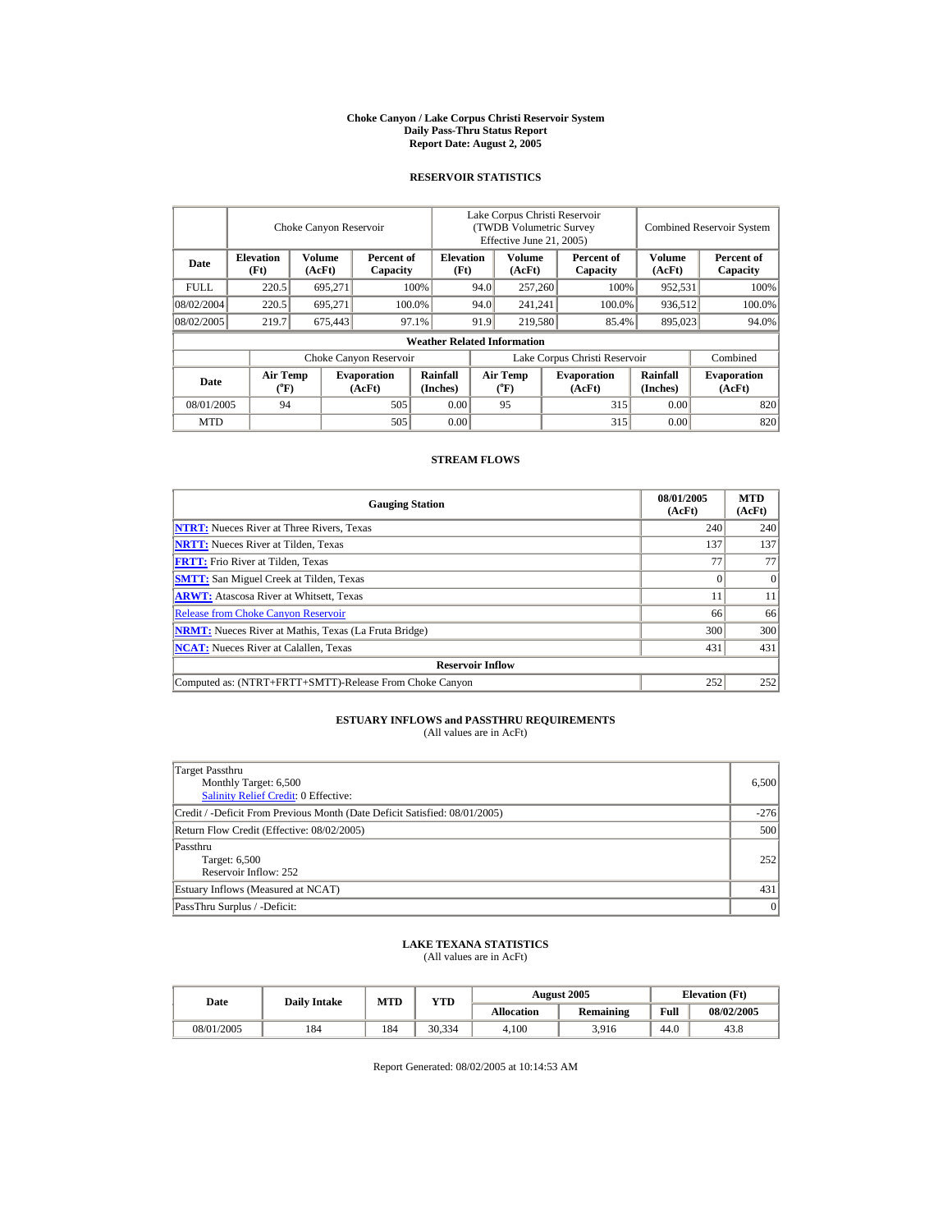# Choke Canyon / Lake Corpus Christi Reservoir System
## Daily Pass-Thru Status Report
### Report Date: August 2, 2005

## RESERVOIR STATISTICS

| Date | Choke Canyon Reservoir | | | Lake Corpus Christi Reservoir (TWDB Volumetric Survey Effective June 21, 2005) | | | Combined Reservoir System | |
|---|---|---|---|---|---|---|---|---|
| | Elevation (Ft) | Volume (AcFt) | Percent of Capacity | Elevation (Ft) | Volume (AcFt) | Percent of Capacity | Volume (AcFt) | Percent of Capacity |
| FULL | 220.5 | 695,271 | 100% | 94.0 | 257,260 | 100% | 952,531 | 100% |
| 08/02/2004 | 220.5 | 695,271 | 100.0% | 94.0 | 241,241 | 100.0% | 936,512 | 100.0% |
| 08/02/2005 | 219.7 | 675,443 | 97.1% | 91.9 | 219,580 | 85.4% | 895,023 | 94.0% |

**Weather Related Information**

| Date | Choke Canyon Reservoir | | | Lake Corpus Christi Reservoir | | | Combined |
|---|---|---|---|---|---|---|---|
| | Air Temp (°F) | Evaporation (AcFt) | Rainfall (Inches) | Air Temp (°F) | Evaporation (AcFt) | Rainfall (Inches) | Evaporation (AcFt) |
| 08/01/2005 | 94 | 505 | 0.00 | 95 | 315 | 0.00 | 820 |
| MTD | | 505 | 0.00 | | 315 | 0.00 | 820 |

## STREAM FLOWS

| Gauging Station | 08/01/2005 (AcFt) | MTD (AcFt) |
|---|---|---|
| NTRT: Nueces River at Three Rivers, Texas | 240 | 240 |
| NRTT: Nueces River at Tilden, Texas | 137 | 137 |
| FRTT: Frio River at Tilden, Texas | 77 | 77 |
| SMTT: San Miguel Creek at Tilden, Texas | 0 | 0 |
| ARWT: Atascosa River at Whitsett, Texas | 11 | 11 |
| Release from Choke Canyon Reservoir | 66 | 66 |
| NRMT: Nueces River at Mathis, Texas (La Fruta Bridge) | 300 | 300 |
| NCAT: Nueces River at Calallen, Texas | 431 | 431 |
| **Reservoir Inflow** | | |
| Computed as: (NTRT+FRTT+SMTT)-Release From Choke Canyon | 252 | 252 |

## ESTUARY INFLOWS and PASSTHRU REQUIREMENTS
(All values are in AcFt)

| | |
|---|---|
| Target Passthru<br>Monthly Target: 6,500<br>Salinity Relief Credit: 0 Effective: | 6,500 |
| Credit / -Deficit From Previous Month (Date Deficit Satisfied: 08/01/2005) | -276 |
| Return Flow Credit (Effective: 08/02/2005) | 500 |
| Passthru<br>Target: 6,500<br>Reservoir Inflow: 252 | 252 |
| Estuary Inflows (Measured at NCAT) | 431 |
| PassThru Surplus / -Deficit: | 0 |

## LAKE TEXANA STATISTICS
(All values are in AcFt)

| Date | Daily Intake | MTD | YTD | August 2005 | | Elevation (Ft) | |
|---|---|---|---|---|---|---|---|
| | | | | Allocation | Remaining | Full | 08/02/2005 |
| 08/01/2005 | 184 | 184 | 30,334 | 4,100 | 3,916 | 44.0 | 43.8 |

Report Generated: 08/02/2005 at 10:14:53 AM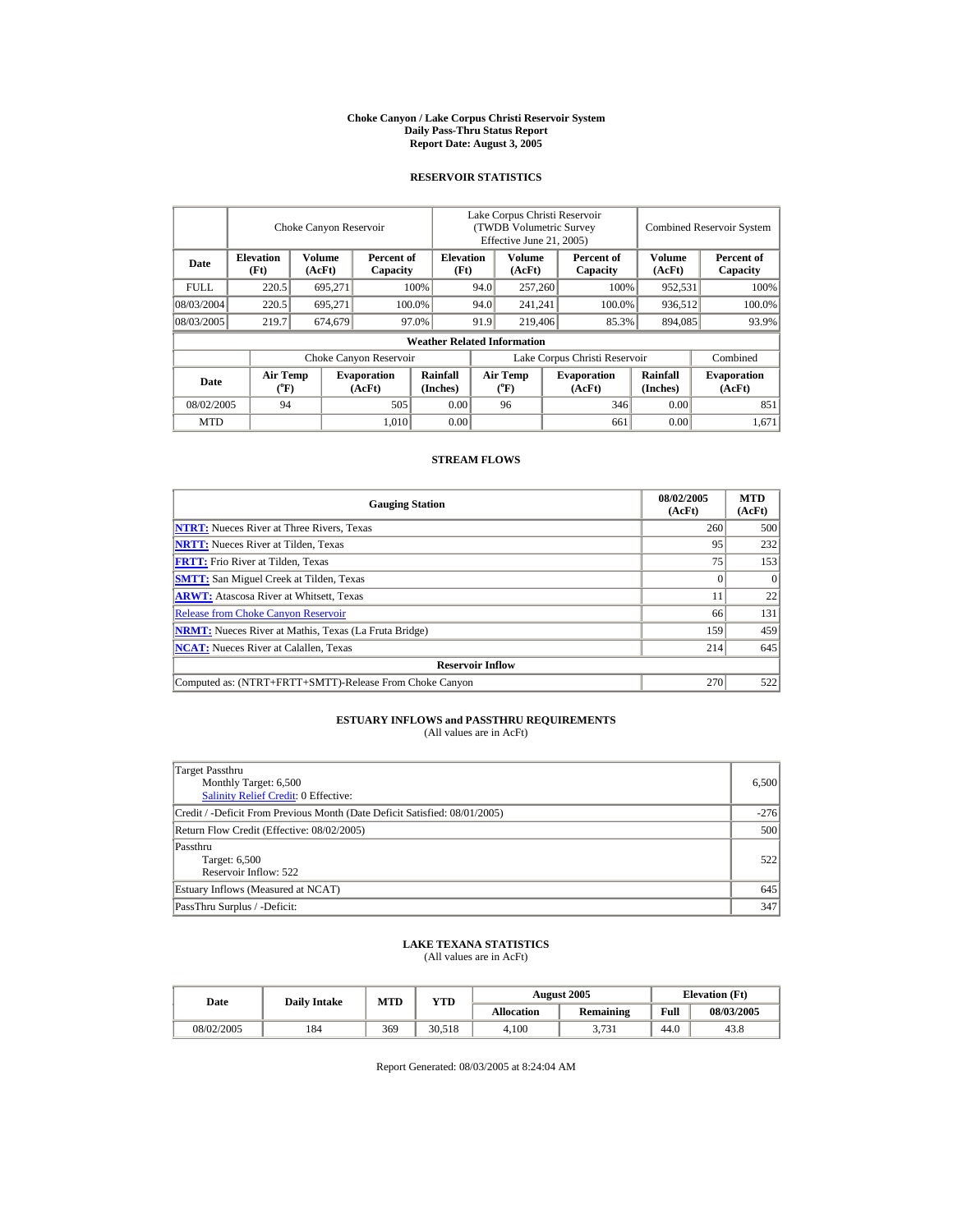# Choke Canyon / Lake Corpus Christi Reservoir System
## Daily Pass-Thru Status Report
## Report Date: August 3, 2005

### RESERVOIR STATISTICS

| Date | Choke Canyon Reservoir | | | Lake Corpus Christi Reservoir (TWDB Volumetric Survey Effective June 21, 2005) | | | Combined Reservoir System | |
|---|---|---|---|---|---|---|---|---|
| | Elevation (Ft) | Volume (AcFt) | Percent of Capacity | Elevation (Ft) | Volume (AcFt) | Percent of Capacity | Volume (AcFt) | Percent of Capacity |
| FULL | 220.5 | 695,271 | 100% | 94.0 | 257,260 | 100% | 952,531 | 100% |
| 08/03/2004 | 220.5 | 695,271 | 100.0% | 94.0 | 241,241 | 100.0% | 936,512 | 100.0% |
| 08/03/2005 | 219.7 | 674,679 | 97.0% | 91.9 | 219,406 | 85.3% | 894,085 | 93.9% |

**Weather Related Information**

| Date | Choke Canyon Reservoir | | | Lake Corpus Christi Reservoir | | | Combined |
|---|---|---|---|---|---|---|---|
| | Air Temp (°F) | Evaporation (AcFt) | Rainfall (Inches) | Air Temp (°F) | Evaporation (AcFt) | Rainfall (Inches) | Evaporation (AcFt) |
| 08/02/2005 | 94 | 505 | 0.00 | 96 | 346 | 0.00 | 851 |
| MTD | | 1,010 | 0.00 | | 661 | 0.00 | 1,671 |

### STREAM FLOWS

| Gauging Station | 08/02/2005 (AcFt) | MTD (AcFt) |
|---|---|---|
| NTRT: Nueces River at Three Rivers, Texas | 260 | 500 |
| NRTT: Nueces River at Tilden, Texas | 95 | 232 |
| FRTT: Frio River at Tilden, Texas | 75 | 153 |
| SMTT: San Miguel Creek at Tilden, Texas | 0 | 0 |
| ARWT: Atascosa River at Whitsett, Texas | 11 | 22 |
| Release from Choke Canyon Reservoir | 66 | 131 |
| NRMT: Nueces River at Mathis, Texas (La Fruta Bridge) | 159 | 459 |
| NCAT: Nueces River at Calallen, Texas | 214 | 645 |
| **Reservoir Inflow** | | |
| Computed as: (NTRT+FRTT+SMTT)-Release From Choke Canyon | 270 | 522 |

### ESTUARY INFLOWS and PASSTHRU REQUIREMENTS
(All values are in AcFt)

| | |
|---|---|
| Target Passthru<br>Monthly Target: 6,500<br>Salinity Relief Credit: 0 Effective: | 6,500 |
| Credit / -Deficit From Previous Month (Date Deficit Satisfied: 08/01/2005) | -276 |
| Return Flow Credit (Effective: 08/02/2005) | 500 |
| Passthru<br>Target: 6,500<br>Reservoir Inflow: 522 | 522 |
| Estuary Inflows (Measured at NCAT) | 645 |
| PassThru Surplus / -Deficit: | 347 |

### LAKE TEXANA STATISTICS
(All values are in AcFt)

| Date | Daily Intake | MTD | YTD | August 2005 | | Elevation (Ft) | |
|---|---|---|---|---|---|---|---|
| | | | | Allocation | Remaining | Full | 08/03/2005 |
| 08/02/2005 | 184 | 369 | 30,518 | 4,100 | 3,731 | 44.0 | 43.8 |

Report Generated: 08/03/2005 at 8:24:04 AM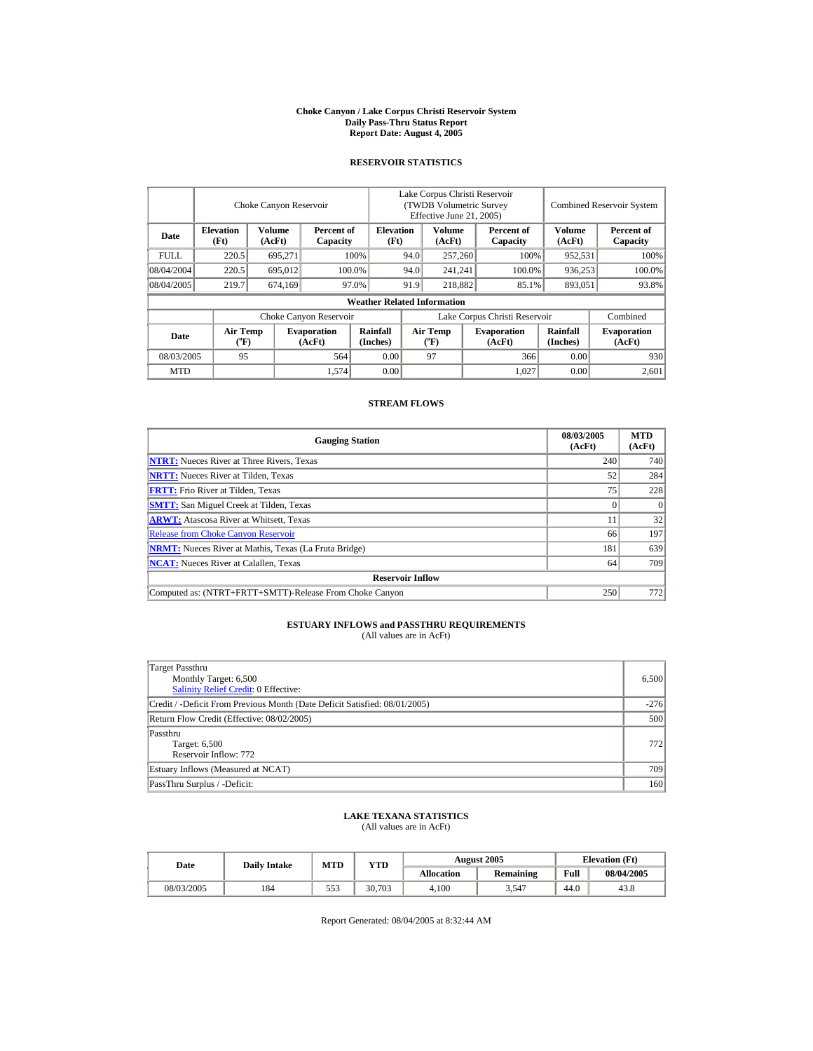# Choke Canyon / Lake Corpus Christi Reservoir System
## Daily Pass-Thru Status Report
### Report Date: August 4, 2005

## RESERVOIR STATISTICS

| Date | Choke Canyon Reservoir | | | Lake Corpus Christi Reservoir (TWDB Volumetric Survey Effective June 21, 2005) | | | Combined Reservoir System | |
|---|---|---|---|---|---|---|---|---|
| | Elevation (Ft) | Volume (AcFt) | Percent of Capacity | Elevation (Ft) | Volume (AcFt) | Percent of Capacity | Volume (AcFt) | Percent of Capacity |
| FULL | 220.5 | 695,271 | 100% | 94.0 | 257,260 | 100% | 952,531 | 100% |
| 08/04/2004 | 220.5 | 695,012 | 100.0% | 94.0 | 241,241 | 100.0% | 936,253 | 100.0% |
| 08/04/2005 | 219.7 | 674,169 | 97.0% | 91.9 | 218,882 | 85.1% | 893,051 | 93.8% |

**Weather Related Information**

| Date | Choke Canyon Reservoir | | | Lake Corpus Christi Reservoir | | | Combined |
|---|---|---|---|---|---|---|---|
| | Air Temp (°F) | Evaporation (AcFt) | Rainfall (Inches) | Air Temp (°F) | Evaporation (AcFt) | Rainfall (Inches) | Evaporation (AcFt) |
| 08/03/2005 | 95 | 564 | 0.00 | 97 | 366 | 0.00 | 930 |
| MTD | | 1,574 | 0.00 | | 1,027 | 0.00 | 2,601 |

## STREAM FLOWS

| Gauging Station | 08/03/2005 (AcFt) | MTD (AcFt) |
|---|---|---|
| NTRT: Nueces River at Three Rivers, Texas | 240 | 740 |
| NRTT: Nueces River at Tilden, Texas | 52 | 284 |
| FRTT: Frio River at Tilden, Texas | 75 | 228 |
| SMTT: San Miguel Creek at Tilden, Texas | 0 | 0 |
| ARWT: Atascosa River at Whitsett, Texas | 11 | 32 |
| Release from Choke Canyon Reservoir | 66 | 197 |
| NRMT: Nueces River at Mathis, Texas (La Fruta Bridge) | 181 | 639 |
| NCAT: Nueces River at Calallen, Texas | 64 | 709 |
| **Reservoir Inflow** | | |
| Computed as: (NTRT+FRTT+SMTT)-Release From Choke Canyon | 250 | 772 |

## ESTUARY INFLOWS and PASSTHRU REQUIREMENTS
(All values are in AcFt)

| | |
|---|---|
| Target Passthru<br>Monthly Target: 6,500<br>Salinity Relief Credit: 0 Effective: | 6,500 |
| Credit / -Deficit From Previous Month (Date Deficit Satisfied: 08/01/2005) | -276 |
| Return Flow Credit (Effective: 08/02/2005) | 500 |
| Passthru<br>Target: 6,500<br>Reservoir Inflow: 772 | 772 |
| Estuary Inflows (Measured at NCAT) | 709 |
| PassThru Surplus / -Deficit: | 160 |

## LAKE TEXANA STATISTICS
(All values are in AcFt)

| Date | Daily Intake | MTD | YTD | August 2005 | | Elevation (Ft) | |
|---|---|---|---|---|---|---|---|
| | | | | Allocation | Remaining | Full | 08/04/2005 |
| 08/03/2005 | 184 | 553 | 30,703 | 4,100 | 3,547 | 44.0 | 43.8 |

Report Generated: 08/04/2005 at 8:32:44 AM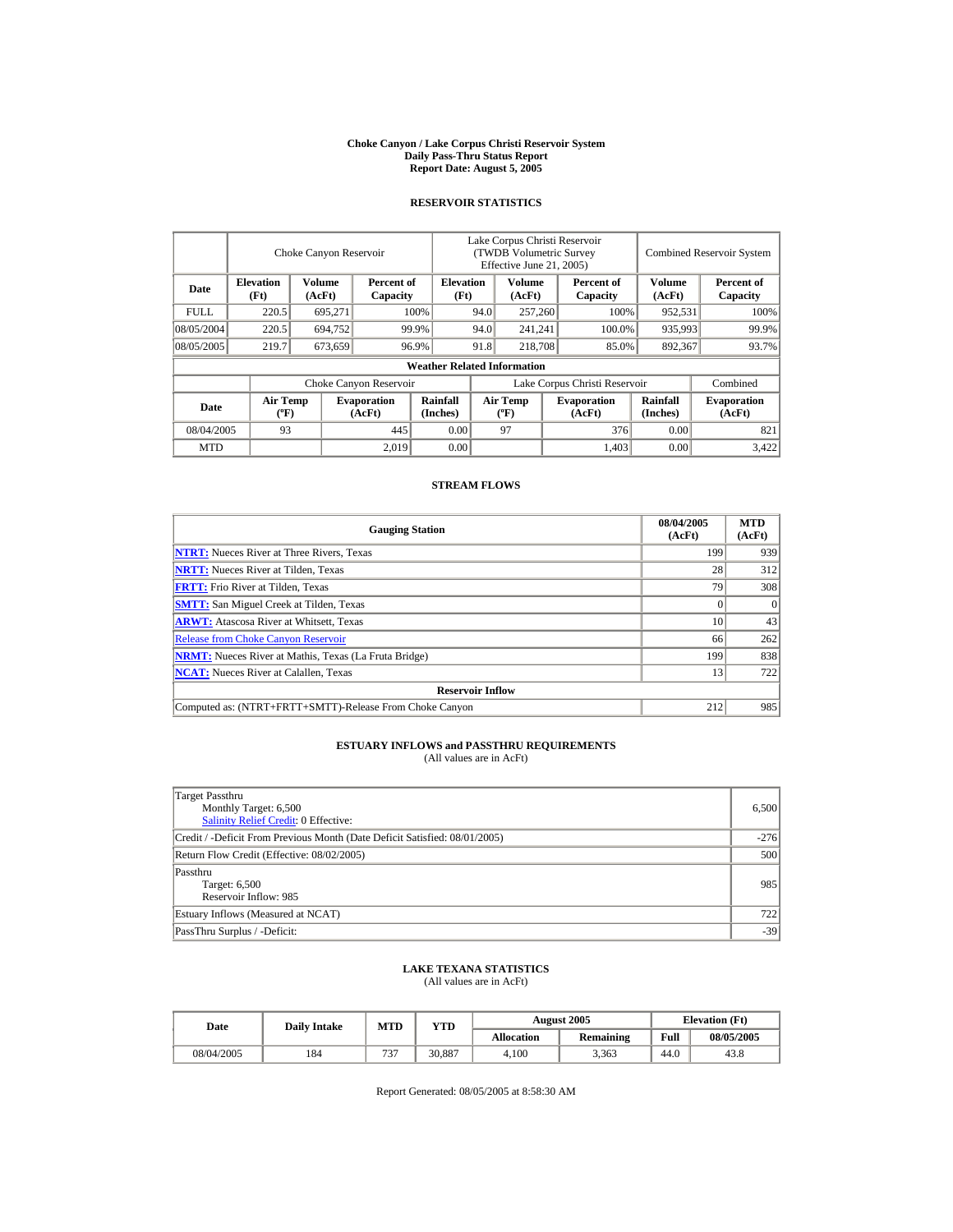# Choke Canyon / Lake Corpus Christi Reservoir System
## Daily Pass-Thru Status Report
### Report Date: August 5, 2005

## RESERVOIR STATISTICS

| Date | Choke Canyon Reservoir | | | Lake Corpus Christi Reservoir (TWDB Volumetric Survey Effective June 21, 2005) | | | Combined Reservoir System | |
|---|---|---|---|---|---|---|---|---|
| | Elevation (Ft) | Volume (AcFt) | Percent of Capacity | Elevation (Ft) | Volume (AcFt) | Percent of Capacity | Volume (AcFt) | Percent of Capacity |
| FULL | 220.5 | 695,271 | 100% | 94.0 | 257,260 | 100% | 952,531 | 100% |
| 08/05/2004 | 220.5 | 694,752 | 99.9% | 94.0 | 241,241 | 100.0% | 935,993 | 99.9% |
| 08/05/2005 | 219.7 | 673,659 | 96.9% | 91.8 | 218,708 | 85.0% | 892,367 | 93.7% |

**Weather Related Information**

| Date | Choke Canyon Reservoir | | | Lake Corpus Christi Reservoir | | | Combined |
|---|---|---|---|---|---|---|---|
| | Air Temp (ºF) | Evaporation (AcFt) | Rainfall (Inches) | Air Temp (ºF) | Evaporation (AcFt) | Rainfall (Inches) | Evaporation (AcFt) |
| 08/04/2005 | 93 | 445 | 0.00 | 97 | 376 | 0.00 | 821 |
| MTD | | 2,019 | 0.00 | | 1,403 | 0.00 | 3,422 |

## STREAM FLOWS

| Gauging Station | 08/04/2005 (AcFt) | MTD (AcFt) |
|---|---|---|
| NTRT: Nueces River at Three Rivers, Texas | 199 | 939 |
| NRTT: Nueces River at Tilden, Texas | 28 | 312 |
| FRTT: Frio River at Tilden, Texas | 79 | 308 |
| SMTT: San Miguel Creek at Tilden, Texas | 0 | 0 |
| ARWT: Atascosa River at Whitsett, Texas | 10 | 43 |
| Release from Choke Canyon Reservoir | 66 | 262 |
| NRMT: Nueces River at Mathis, Texas (La Fruta Bridge) | 199 | 838 |
| NCAT: Nueces River at Calallen, Texas | 13 | 722 |
| **Reservoir Inflow** | | |
| Computed as: (NTRT+FRTT+SMTT)-Release From Choke Canyon | 212 | 985 |

## ESTUARY INFLOWS and PASSTHRU REQUIREMENTS
(All values are in AcFt)

| | |
|---|---|
| Target Passthru<br>Monthly Target: 6,500<br>Salinity Relief Credit: 0 Effective: | 6,500 |
| Credit / -Deficit From Previous Month (Date Deficit Satisfied: 08/01/2005) | -276 |
| Return Flow Credit (Effective: 08/02/2005) | 500 |
| Passthru<br>Target: 6,500<br>Reservoir Inflow: 985 | 985 |
| Estuary Inflows (Measured at NCAT) | 722 |
| PassThru Surplus / -Deficit: | -39 |

## LAKE TEXANA STATISTICS
(All values are in AcFt)

| Date | Daily Intake | MTD | YTD | August 2005 | | Elevation (Ft) | |
|---|---|---|---|---|---|---|---|
| | | | | Allocation | Remaining | Full | 08/05/2005 |
| 08/04/2005 | 184 | 737 | 30,887 | 4,100 | 3,363 | 44.0 | 43.8 |

Report Generated: 08/05/2005 at 8:58:30 AM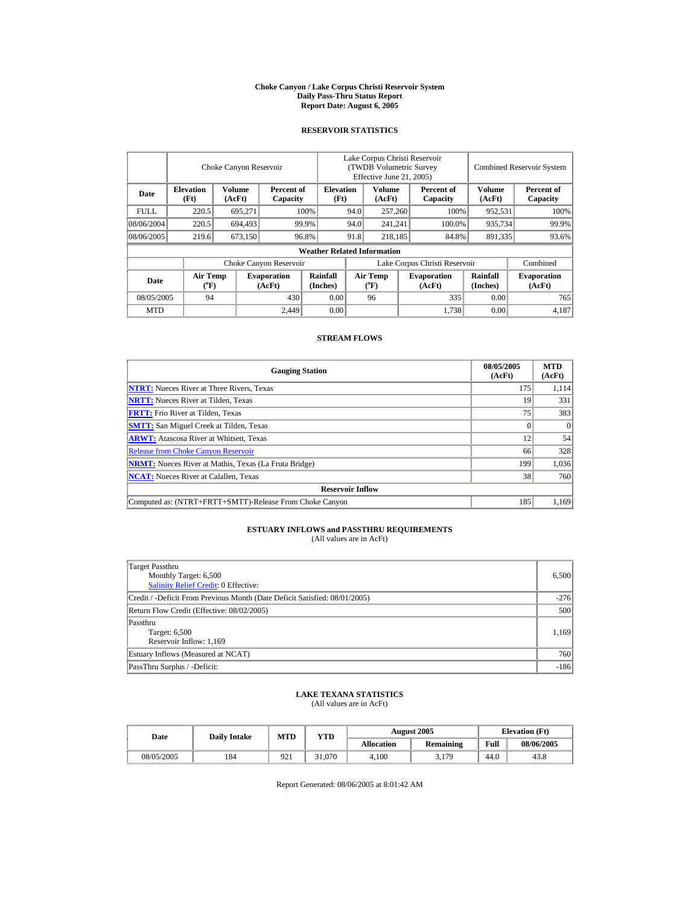# Choke Canyon / Lake Corpus Christi Reservoir System
## Daily Pass-Thru Status Report
### Report Date: August 6, 2005

## RESERVOIR STATISTICS

| Date | Choke Canyon Reservoir | | | Lake Corpus Christi Reservoir (TWDB Volumetric Survey Effective June 21, 2005) | | | Combined Reservoir System | |
|---|---|---|---|---|---|---|---|---|
| | Elevation (Ft) | Volume (AcFt) | Percent of Capacity | Elevation (Ft) | Volume (AcFt) | Percent of Capacity | Volume (AcFt) | Percent of Capacity |
| FULL | 220.5 | 695,271 | 100% | 94.0 | 257,260 | 100% | 952,531 | 100% |
| 08/06/2004 | 220.5 | 694,493 | 99.9% | 94.0 | 241,241 | 100.0% | 935,734 | 99.9% |
| 08/06/2005 | 219.6 | 673,150 | 96.8% | 91.8 | 218,185 | 84.8% | 891,335 | 93.6% |

**Weather Related Information**

| Date | Choke Canyon Reservoir | | | Lake Corpus Christi Reservoir | | | Combined |
|---|---|---|---|---|---|---|---|
| | Air Temp (°F) | Evaporation (AcFt) | Rainfall (Inches) | Air Temp (°F) | Evaporation (AcFt) | Rainfall (Inches) | Evaporation (AcFt) |
| 08/05/2005 | 94 | 430 | 0.00 | 96 | 335 | 0.00 | 765 |
| MTD | | 2,449 | 0.00 | | 1,738 | 0.00 | 4,187 |

## STREAM FLOWS

| Gauging Station | 08/05/2005 (AcFt) | MTD (AcFt) |
|---|---|---|
| NTRT: Nueces River at Three Rivers, Texas | 175 | 1,114 |
| NRTT: Nueces River at Tilden, Texas | 19 | 331 |
| FRTT: Frio River at Tilden, Texas | 75 | 383 |
| SMTT: San Miguel Creek at Tilden, Texas | 0 | 0 |
| ARWT: Atascosa River at Whitsett, Texas | 12 | 54 |
| Release from Choke Canyon Reservoir | 66 | 328 |
| NRMT: Nueces River at Mathis, Texas (La Fruta Bridge) | 199 | 1,036 |
| NCAT: Nueces River at Calallen, Texas | 38 | 760 |
| **Reservoir Inflow** | | |
| Computed as: (NTRT+FRTT+SMTT)-Release From Choke Canyon | 185 | 1,169 |

## ESTUARY INFLOWS and PASSTHRU REQUIREMENTS
(All values are in AcFt)

| | |
|---|---|
| Target Passthru<br>Monthly Target: 6,500<br>Salinity Relief Credit: 0 Effective: | 6,500 |
| Credit / -Deficit From Previous Month (Date Deficit Satisfied: 08/01/2005) | -276 |
| Return Flow Credit (Effective: 08/02/2005) | 500 |
| Passthru<br>Target: 6,500<br>Reservoir Inflow: 1,169 | 1,169 |
| Estuary Inflows (Measured at NCAT) | 760 |
| PassThru Surplus / -Deficit: | -186 |

## LAKE TEXANA STATISTICS
(All values are in AcFt)

| Date | Daily Intake | MTD | YTD | August 2005 | | Elevation (Ft) | |
|---|---|---|---|---|---|---|---|
| | | | | Allocation | Remaining | Full | 08/06/2005 |
| 08/05/2005 | 184 | 921 | 31,070 | 4,100 | 3,179 | 44.0 | 43.8 |

Report Generated: 08/06/2005 at 8:01:42 AM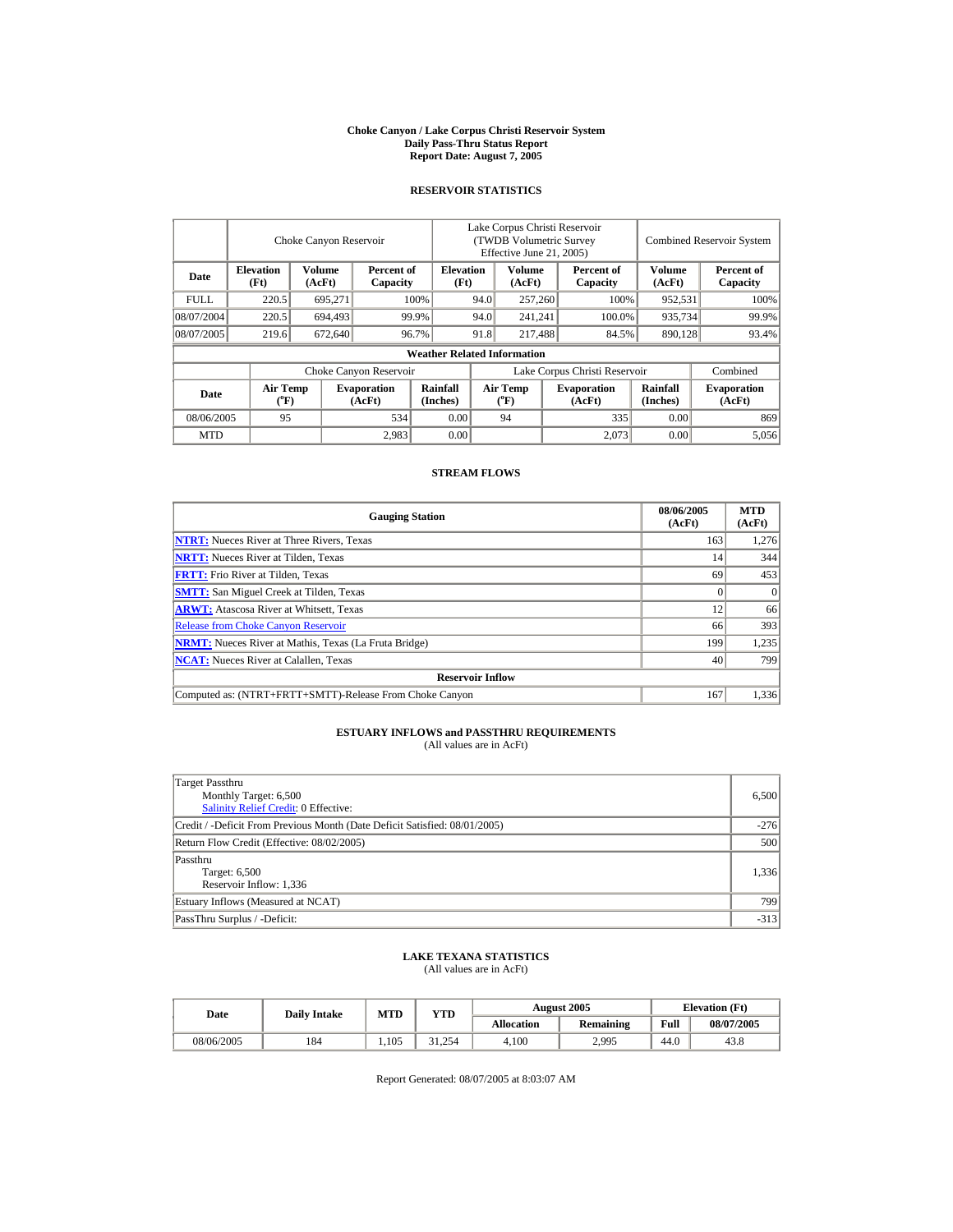# Choke Canyon / Lake Corpus Christi Reservoir System
## Daily Pass-Thru Status Report
## Report Date: August 7, 2005

### RESERVOIR STATISTICS

| Date | Choke Canyon Reservoir | | | Lake Corpus Christi Reservoir (TWDB Volumetric Survey Effective June 21, 2005) | | | Combined Reservoir System | |
|---|---|---|---|---|---|---|---|---|
| | Elevation (Ft) | Volume (AcFt) | Percent of Capacity | Elevation (Ft) | Volume (AcFt) | Percent of Capacity | Volume (AcFt) | Percent of Capacity |
| FULL | 220.5 | 695,271 | 100% | 94.0 | 257,260 | 100% | 952,531 | 100% |
| 08/07/2004 | 220.5 | 694,493 | 99.9% | 94.0 | 241,241 | 100.0% | 935,734 | 99.9% |
| 08/07/2005 | 219.6 | 672,640 | 96.7% | 91.8 | 217,488 | 84.5% | 890,128 | 93.4% |

**Weather Related Information**

| Date | Choke Canyon Reservoir | | | Lake Corpus Christi Reservoir | | | Combined |
|---|---|---|---|---|---|---|---|
| | Air Temp (°F) | Evaporation (AcFt) | Rainfall (Inches) | Air Temp (°F) | Evaporation (AcFt) | Rainfall (Inches) | Evaporation (AcFt) |
| 08/06/2005 | 95 | 534 | 0.00 | 94 | 335 | 0.00 | 869 |
| MTD | | 2,983 | 0.00 | | 2,073 | 0.00 | 5,056 |

### STREAM FLOWS

| Gauging Station | 08/06/2005 (AcFt) | MTD (AcFt) |
|---|---|---|
| **NTRT:** Nueces River at Three Rivers, Texas | 163 | 1,276 |
| **NRTT:** Nueces River at Tilden, Texas | 14 | 344 |
| **FRTT:** Frio River at Tilden, Texas | 69 | 453 |
| **SMTT:** San Miguel Creek at Tilden, Texas | 0 | 0 |
| **ARWT:** Atascosa River at Whitsett, Texas | 12 | 66 |
| Release from Choke Canyon Reservoir | 66 | 393 |
| **NRMT:** Nueces River at Mathis, Texas (La Fruta Bridge) | 199 | 1,235 |
| **NCAT:** Nueces River at Calallen, Texas | 40 | 799 |
| **Reservoir Inflow** | | |
| Computed as: (NTRT+FRTT+SMTT)-Release From Choke Canyon | 167 | 1,336 |

### ESTUARY INFLOWS and PASSTHRU REQUIREMENTS
(All values are in AcFt)

| | |
|---|---|
| Target Passthru<br>Monthly Target: 6,500<br>Salinity Relief Credit: 0 Effective: | 6,500 |
| Credit / -Deficit From Previous Month (Date Deficit Satisfied: 08/01/2005) | -276 |
| Return Flow Credit (Effective: 08/02/2005) | 500 |
| Passthru<br>Target: 6,500<br>Reservoir Inflow: 1,336 | 1,336 |
| Estuary Inflows (Measured at NCAT) | 799 |
| PassThru Surplus / -Deficit: | -313 |

### LAKE TEXANA STATISTICS
(All values are in AcFt)

| Date | Daily Intake | MTD | YTD | August 2005 | | Elevation (Ft) | |
|---|---|---|---|---|---|---|---|
| | | | | Allocation | Remaining | Full | 08/07/2005 |
| 08/06/2005 | 184 | 1,105 | 31,254 | 4,100 | 2,995 | 44.0 | 43.8 |

Report Generated: 08/07/2005 at 8:03:07 AM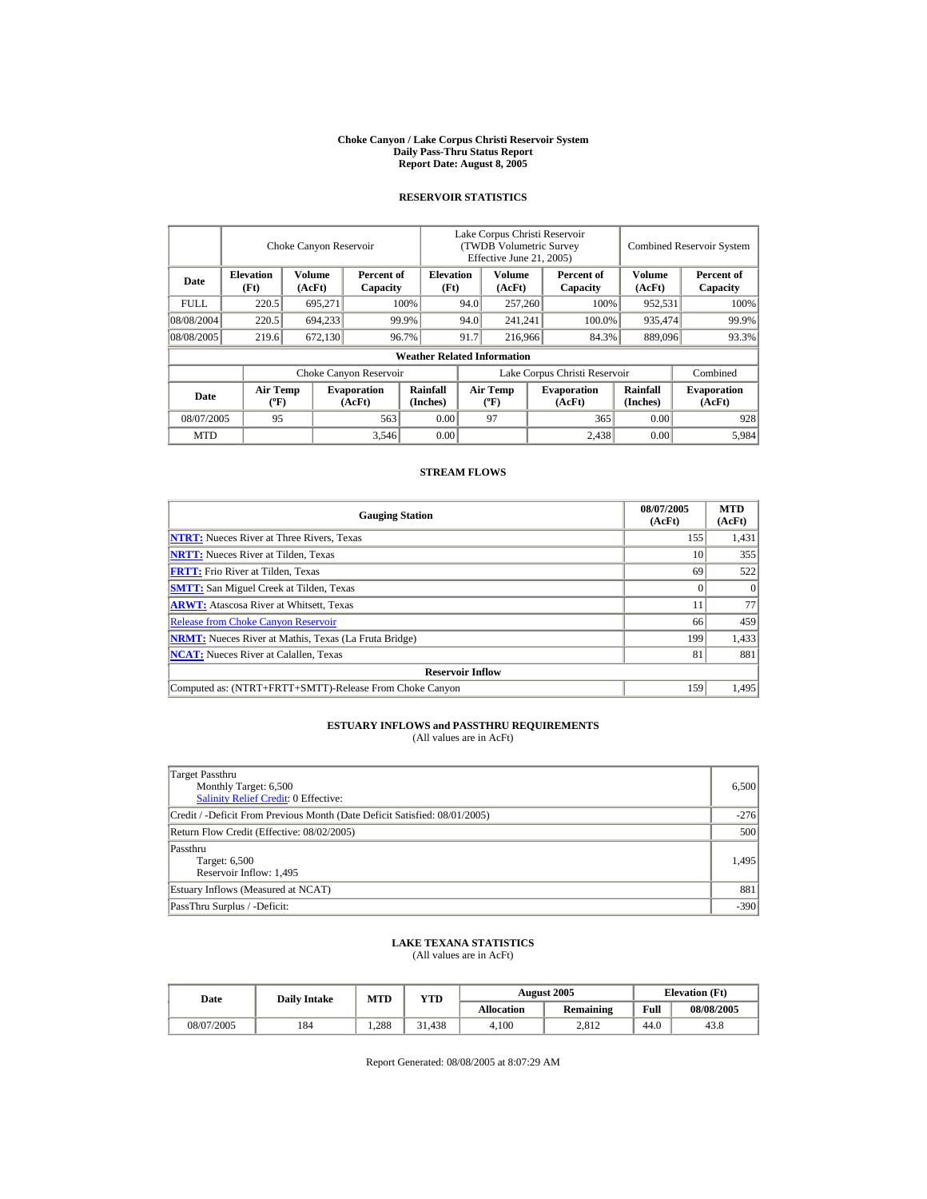# Choke Canyon / Lake Corpus Christi Reservoir System
## Daily Pass-Thru Status Report
### Report Date: August 8, 2005

## RESERVOIR STATISTICS

| Date | Choke Canyon Reservoir | | | Lake Corpus Christi Reservoir (TWDB Volumetric Survey Effective June 21, 2005) | | | Combined Reservoir System | |
|---|---|---|---|---|---|---|---|---|
| | Elevation (Ft) | Volume (AcFt) | Percent of Capacity | Elevation (Ft) | Volume (AcFt) | Percent of Capacity | Volume (AcFt) | Percent of Capacity |
| FULL | 220.5 | 695,271 | 100% | 94.0 | 257,260 | 100% | 952,531 | 100% |
| 08/08/2004 | 220.5 | 694,233 | 99.9% | 94.0 | 241,241 | 100.0% | 935,474 | 99.9% |
| 08/08/2005 | 219.6 | 672,130 | 96.7% | 91.7 | 216,966 | 84.3% | 889,096 | 93.3% |

**Weather Related Information**

| Date | Choke Canyon Reservoir | | | Lake Corpus Christi Reservoir | | | Combined |
|---|---|---|---|---|---|---|---|
| | Air Temp (ºF) | Evaporation (AcFt) | Rainfall (Inches) | Air Temp (ºF) | Evaporation (AcFt) | Rainfall (Inches) | Evaporation (AcFt) |
| 08/07/2005 | 95 | 563 | 0.00 | 97 | 365 | 0.00 | 928 |
| MTD | | 3,546 | 0.00 | | 2,438 | 0.00 | 5,984 |

## STREAM FLOWS

| Gauging Station | 08/07/2005 (AcFt) | MTD (AcFt) |
|---|---|---|
| NTRT: Nueces River at Three Rivers, Texas | 155 | 1,431 |
| NRTT: Nueces River at Tilden, Texas | 10 | 355 |
| FRTT: Frio River at Tilden, Texas | 69 | 522 |
| SMTT: San Miguel Creek at Tilden, Texas | 0 | 0 |
| ARWT: Atascosa River at Whitsett, Texas | 11 | 77 |
| Release from Choke Canyon Reservoir | 66 | 459 |
| NRMT: Nueces River at Mathis, Texas (La Fruta Bridge) | 199 | 1,433 |
| NCAT: Nueces River at Calallen, Texas | 81 | 881 |
| **Reservoir Inflow** | | |
| Computed as: (NTRT+FRTT+SMTT)-Release From Choke Canyon | 159 | 1,495 |

## ESTUARY INFLOWS and PASSTHRU REQUIREMENTS
(All values are in AcFt)

| Item | Value |
|---|---|
| Target Passthru<br>Monthly Target: 6,500<br>Salinity Relief Credit: 0 Effective: | 6,500 |
| Credit / -Deficit From Previous Month (Date Deficit Satisfied: 08/01/2005) | -276 |
| Return Flow Credit (Effective: 08/02/2005) | 500 |
| Passthru<br>Target: 6,500<br>Reservoir Inflow: 1,495 | 1,495 |
| Estuary Inflows (Measured at NCAT) | 881 |
| PassThru Surplus / -Deficit: | -390 |

## LAKE TEXANA STATISTICS
(All values are in AcFt)

| Date | Daily Intake | MTD | YTD | August 2005 | | Elevation (Ft) | |
|---|---|---|---|---|---|---|---|
| | | | | Allocation | Remaining | Full | 08/08/2005 |
| 08/07/2005 | 184 | 1,288 | 31,438 | 4,100 | 2,812 | 44.0 | 43.8 |

Report Generated: 08/08/2005 at 8:07:29 AM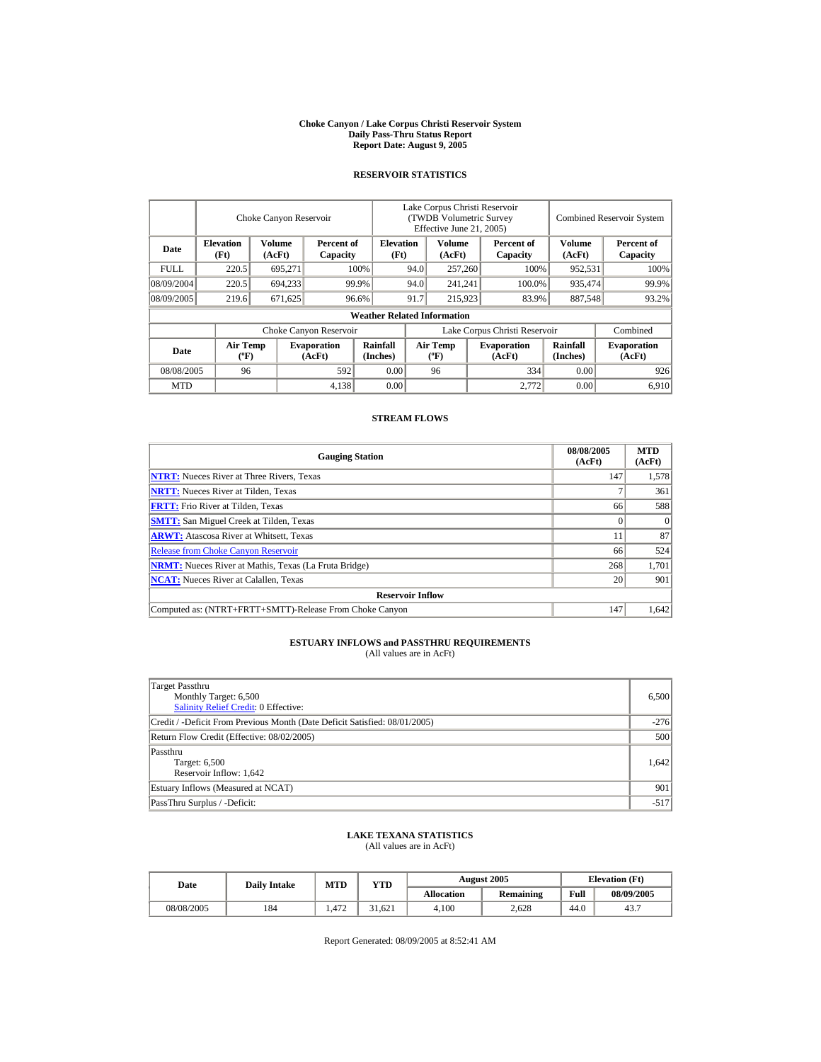# Choke Canyon / Lake Corpus Christi Reservoir System
## Daily Pass-Thru Status Report
## Report Date: August 9, 2005

### RESERVOIR STATISTICS

| Date | Choke Canyon Reservoir | | | Lake Corpus Christi Reservoir (TWDB Volumetric Survey Effective June 21, 2005) | | | Combined Reservoir System | |
|---|---|---|---|---|---|---|---|---|
| | Elevation (Ft) | Volume (AcFt) | Percent of Capacity | Elevation (Ft) | Volume (AcFt) | Percent of Capacity | Volume (AcFt) | Percent of Capacity |
| FULL | 220.5 | 695,271 | 100% | 94.0 | 257,260 | 100% | 952,531 | 100% |
| 08/09/2004 | 220.5 | 694,233 | 99.9% | 94.0 | 241,241 | 100.0% | 935,474 | 99.9% |
| 08/09/2005 | 219.6 | 671,625 | 96.6% | 91.7 | 215,923 | 83.9% | 887,548 | 93.2% |

**Weather Related Information**

| Date | Choke Canyon Reservoir | | | Lake Corpus Christi Reservoir | | | Combined |
|---|---|---|---|---|---|---|---|
| | Air Temp (ºF) | Evaporation (AcFt) | Rainfall (Inches) | Air Temp (ºF) | Evaporation (AcFt) | Rainfall (Inches) | Evaporation (AcFt) |
| 08/08/2005 | 96 | 592 | 0.00 | 96 | 334 | 0.00 | 926 |
| MTD | | 4,138 | 0.00 | | 2,772 | 0.00 | 6,910 |

### STREAM FLOWS

| Gauging Station | 08/08/2005 (AcFt) | MTD (AcFt) |
|---|---|---|
| NTRT: Nueces River at Three Rivers, Texas | 147 | 1,578 |
| NRTT: Nueces River at Tilden, Texas | 7 | 361 |
| FRTT: Frio River at Tilden, Texas | 66 | 588 |
| SMTT: San Miguel Creek at Tilden, Texas | 0 | 0 |
| ARWT: Atascosa River at Whitsett, Texas | 11 | 87 |
| Release from Choke Canyon Reservoir | 66 | 524 |
| NRMT: Nueces River at Mathis, Texas (La Fruta Bridge) | 268 | 1,701 |
| NCAT: Nueces River at Calallen, Texas | 20 | 901 |
| **Reservoir Inflow** | | |
| Computed as: (NTRT+FRTT+SMTT)-Release From Choke Canyon | 147 | 1,642 |

### ESTUARY INFLOWS and PASSTHRU REQUIREMENTS
(All values are in AcFt)

| | |
|---|---|
| Target Passthru<br>Monthly Target: 6,500<br>Salinity Relief Credit: 0 Effective: | 6,500 |
| Credit / -Deficit From Previous Month (Date Deficit Satisfied: 08/01/2005) | -276 |
| Return Flow Credit (Effective: 08/02/2005) | 500 |
| Passthru<br>Target: 6,500<br>Reservoir Inflow: 1,642 | 1,642 |
| Estuary Inflows (Measured at NCAT) | 901 |
| PassThru Surplus / -Deficit: | -517 |

### LAKE TEXANA STATISTICS
(All values are in AcFt)

| Date | Daily Intake | MTD | YTD | August 2005 | | Elevation (Ft) | |
|---|---|---|---|---|---|---|---|
| | | | | Allocation | Remaining | Full | 08/09/2005 |
| 08/08/2005 | 184 | 1,472 | 31,621 | 4,100 | 2,628 | 44.0 | 43.7 |

Report Generated: 08/09/2005 at 8:52:41 AM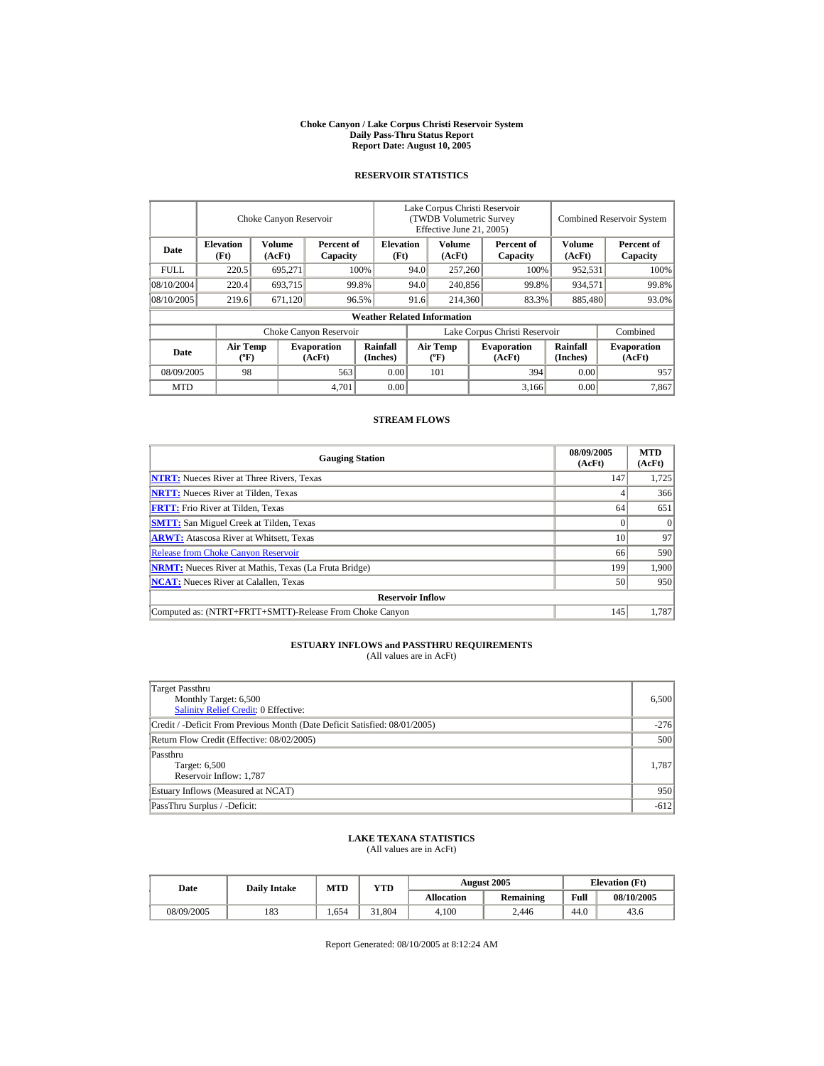**Choke Canyon / Lake Corpus Christi Reservoir System**
**Daily Pass-Thru Status Report**
**Report Date: August 10, 2005**

## RESERVOIR STATISTICS

| | Choke Canyon Reservoir | | | Lake Corpus Christi Reservoir (TWDB Volumetric Survey Effective June 21, 2005) | | | Combined Reservoir System | |
|---|---|---|---|---|---|---|---|---|
| **Date** | **Elevation (Ft)** | **Volume (AcFt)** | **Percent of Capacity** | **Elevation (Ft)** | **Volume (AcFt)** | **Percent of Capacity** | **Volume (AcFt)** | **Percent of Capacity** |
| FULL | 220.5 | 695,271 | 100% | 94.0 | 257,260 | 100% | 952,531 | 100% |
| 08/10/2004 | 220.4 | 693,715 | 99.8% | 94.0 | 240,856 | 99.8% | 934,571 | 99.8% |
| 08/10/2005 | 219.6 | 671,120 | 96.5% | 91.6 | 214,360 | 83.3% | 885,480 | 93.0% |

**Weather Related Information**

| | Choke Canyon Reservoir | | | Lake Corpus Christi Reservoir | | | Combined |
|---|---|---|---|---|---|---|---|
| **Date** | **Air Temp (ºF)** | **Evaporation (AcFt)** | **Rainfall (Inches)** | **Air Temp (ºF)** | **Evaporation (AcFt)** | **Rainfall (Inches)** | **Evaporation (AcFt)** |
| 08/09/2005 | 98 | 563 | 0.00 | 101 | 394 | 0.00 | 957 |
| MTD | | 4,701 | 0.00 | | 3,166 | 0.00 | 7,867 |

## STREAM FLOWS

| Gauging Station | 08/09/2005 (AcFt) | MTD (AcFt) |
|---|---|---|
| **NTRT:** Nueces River at Three Rivers, Texas | 147 | 1,725 |
| **NRTT:** Nueces River at Tilden, Texas | 4 | 366 |
| **FRTT:** Frio River at Tilden, Texas | 64 | 651 |
| **SMTT:** San Miguel Creek at Tilden, Texas | 0 | 0 |
| **ARWT:** Atascosa River at Whitsett, Texas | 10 | 97 |
| Release from Choke Canyon Reservoir | 66 | 590 |
| **NRMT:** Nueces River at Mathis, Texas (La Fruta Bridge) | 199 | 1,900 |
| **NCAT:** Nueces River at Calallen, Texas | 50 | 950 |
| **Reservoir Inflow** | | |
| Computed as: (NTRT+FRTT+SMTT)-Release From Choke Canyon | 145 | 1,787 |

## ESTUARY INFLOWS and PASSTHRU REQUIREMENTS
(All values are in AcFt)

| | |
|---|---|
| Target Passthru<br>Monthly Target: 6,500<br>Salinity Relief Credit: 0 Effective: | 6,500 |
| Credit / -Deficit From Previous Month (Date Deficit Satisfied: 08/01/2005) | -276 |
| Return Flow Credit (Effective: 08/02/2005) | 500 |
| Passthru<br>Target: 6,500<br>Reservoir Inflow: 1,787 | 1,787 |
| Estuary Inflows (Measured at NCAT) | 950 |
| PassThru Surplus / -Deficit: | -612 |

## LAKE TEXANA STATISTICS
(All values are in AcFt)

| Date | Daily Intake | MTD | YTD | August 2005 | | Elevation (Ft) | |
|---|---|---|---|---|---|---|---|
| | | | | **Allocation** | **Remaining** | **Full** | **08/10/2005** |
| 08/09/2005 | 183 | 1,654 | 31,804 | 4,100 | 2,446 | 44.0 | 43.6 |

Report Generated: 08/10/2005 at 8:12:24 AM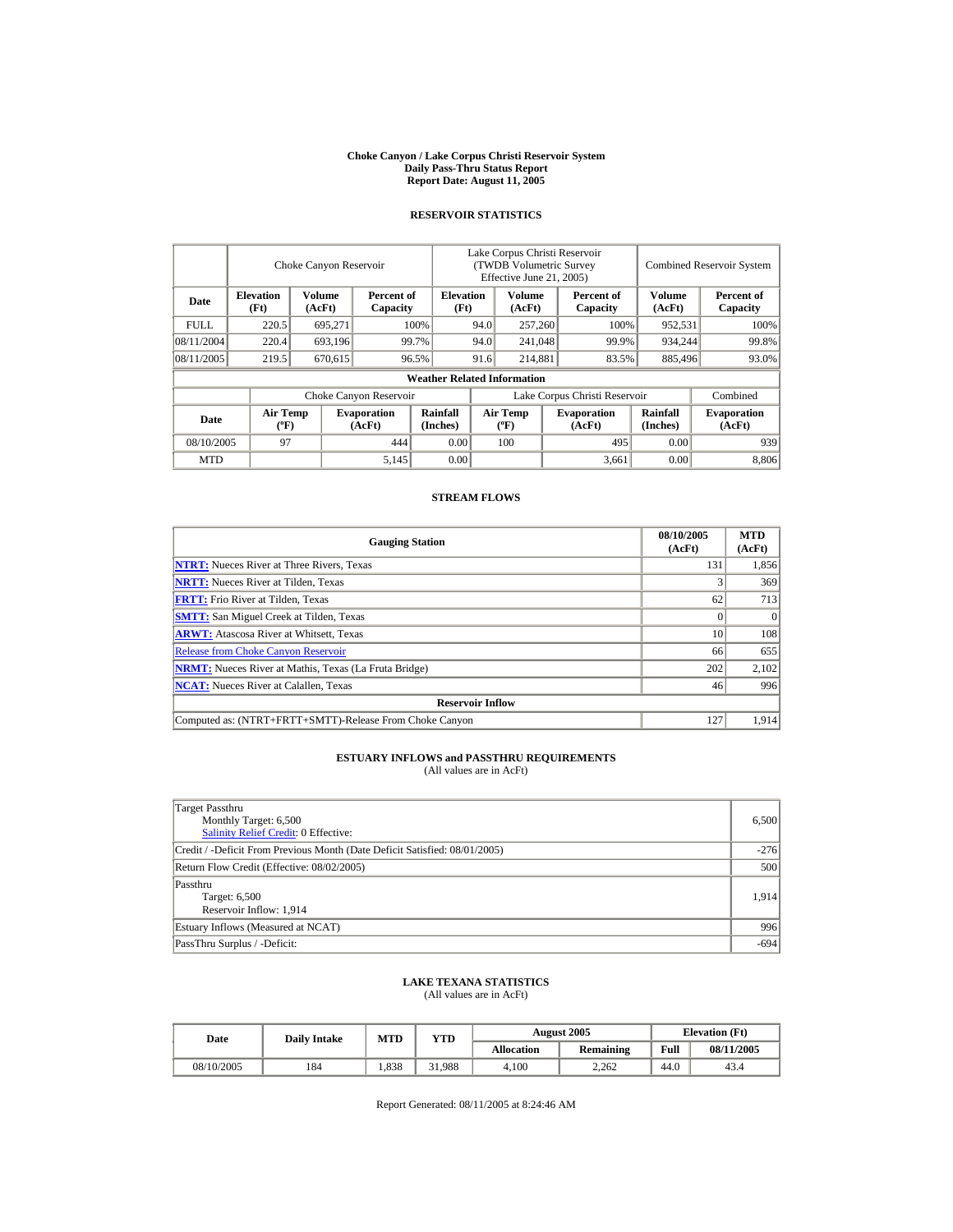# Choke Canyon / Lake Corpus Christi Reservoir System
## Daily Pass-Thru Status Report
### Report Date: August 11, 2005

## RESERVOIR STATISTICS

| Date | Choke Canyon Reservoir | | | Lake Corpus Christi Reservoir (TWDB Volumetric Survey Effective June 21, 2005) | | | Combined Reservoir System | |
|---|---|---|---|---|---|---|---|---|
| | Elevation (Ft) | Volume (AcFt) | Percent of Capacity | Elevation (Ft) | Volume (AcFt) | Percent of Capacity | Volume (AcFt) | Percent of Capacity |
| FULL | 220.5 | 695,271 | 100% | 94.0 | 257,260 | 100% | 952,531 | 100% |
| 08/11/2004 | 220.4 | 693,196 | 99.7% | 94.0 | 241,048 | 99.9% | 934,244 | 99.8% |
| 08/11/2005 | 219.5 | 670,615 | 96.5% | 91.6 | 214,881 | 83.5% | 885,496 | 93.0% |

**Weather Related Information**

| Date | Choke Canyon Reservoir | | | Lake Corpus Christi Reservoir | | | Combined |
|---|---|---|---|---|---|---|---|
| | Air Temp (ºF) | Evaporation (AcFt) | Rainfall (Inches) | Air Temp (ºF) | Evaporation (AcFt) | Rainfall (Inches) | Evaporation (AcFt) |
| 08/10/2005 | 97 | 444 | 0.00 | 100 | 495 | 0.00 | 939 |
| MTD | | 5,145 | 0.00 | | 3,661 | 0.00 | 8,806 |

## STREAM FLOWS

| Gauging Station | 08/10/2005 (AcFt) | MTD (AcFt) |
|---|---|---|
| NTRT: Nueces River at Three Rivers, Texas | 131 | 1,856 |
| NRTT: Nueces River at Tilden, Texas | 3 | 369 |
| FRTT: Frio River at Tilden, Texas | 62 | 713 |
| SMTT: San Miguel Creek at Tilden, Texas | 0 | 0 |
| ARWT: Atascosa River at Whitsett, Texas | 10 | 108 |
| Release from Choke Canyon Reservoir | 66 | 655 |
| NRMT: Nueces River at Mathis, Texas (La Fruta Bridge) | 202 | 2,102 |
| NCAT: Nueces River at Calallen, Texas | 46 | 996 |
| **Reservoir Inflow** | | |
| Computed as: (NTRT+FRTT+SMTT)-Release From Choke Canyon | 127 | 1,914 |

## ESTUARY INFLOWS and PASSTHRU REQUIREMENTS
(All values are in AcFt)

| | |
|---|---|
| Target Passthru<br>Monthly Target: 6,500<br>Salinity Relief Credit: 0 Effective: | 6,500 |
| Credit / -Deficit From Previous Month (Date Deficit Satisfied: 08/01/2005) | -276 |
| Return Flow Credit (Effective: 08/02/2005) | 500 |
| Passthru<br>Target: 6,500<br>Reservoir Inflow: 1,914 | 1,914 |
| Estuary Inflows (Measured at NCAT) | 996 |
| PassThru Surplus / -Deficit: | -694 |

## LAKE TEXANA STATISTICS
(All values are in AcFt)

| Date | Daily Intake | MTD | YTD | August 2005 | | Elevation (Ft) | |
|---|---|---|---|---|---|---|---|
| | | | | Allocation | Remaining | Full | 08/11/2005 |
| 08/10/2005 | 184 | 1,838 | 31,988 | 4,100 | 2,262 | 44.0 | 43.4 |

Report Generated: 08/11/2005 at 8:24:46 AM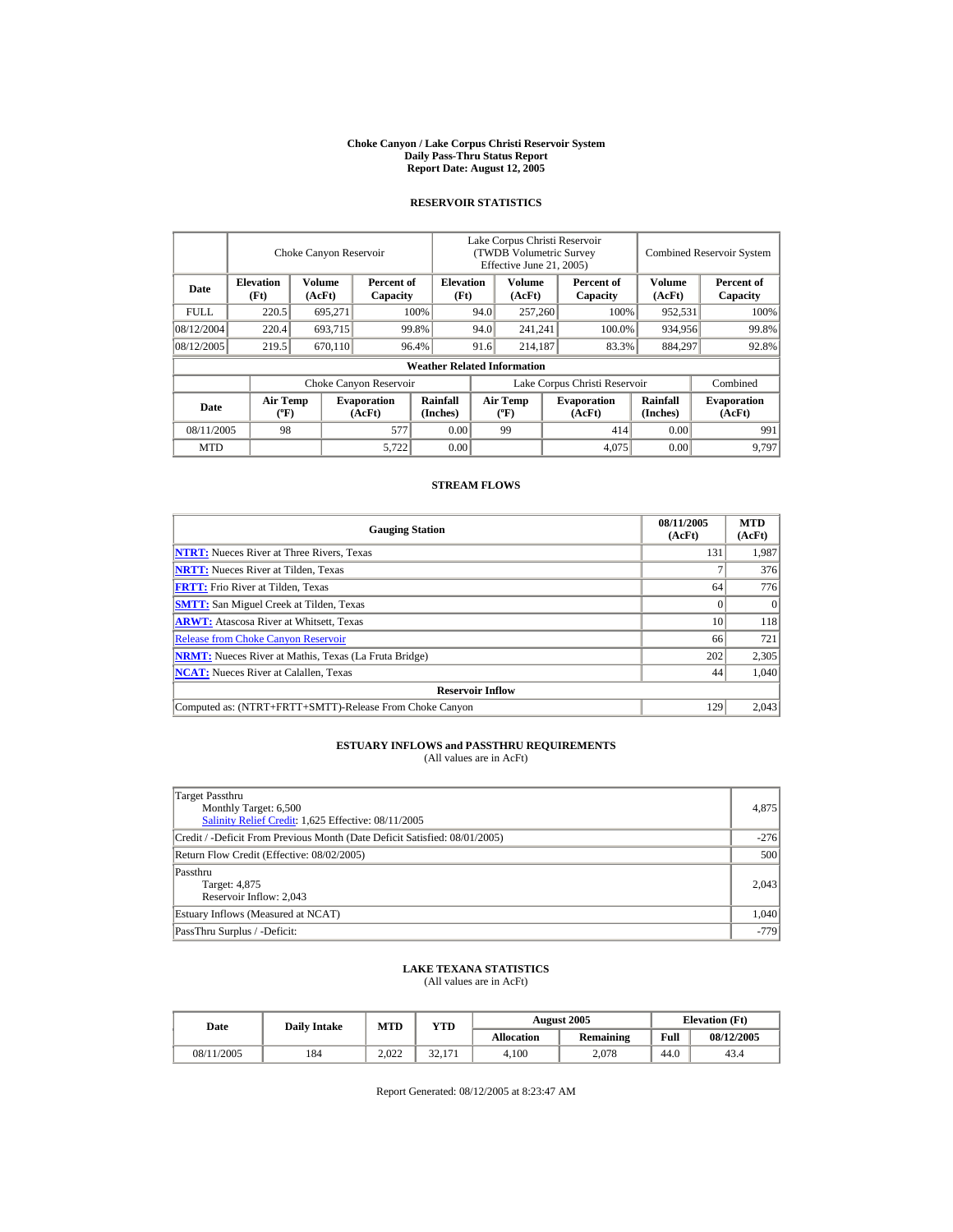# Choke Canyon / Lake Corpus Christi Reservoir System
## Daily Pass-Thru Status Report
## Report Date: August 12, 2005

### RESERVOIR STATISTICS

| Date | Choke Canyon Reservoir | | | Lake Corpus Christi Reservoir (TWDB Volumetric Survey Effective June 21, 2005) | | | Combined Reservoir System | |
|---|---|---|---|---|---|---|---|---|
| | Elevation (Ft) | Volume (AcFt) | Percent of Capacity | Elevation (Ft) | Volume (AcFt) | Percent of Capacity | Volume (AcFt) | Percent of Capacity |
| FULL | 220.5 | 695,271 | 100% | 94.0 | 257,260 | 100% | 952,531 | 100% |
| 08/12/2004 | 220.4 | 693,715 | 99.8% | 94.0 | 241,241 | 100.0% | 934,956 | 99.8% |
| 08/12/2005 | 219.5 | 670,110 | 96.4% | 91.6 | 214,187 | 83.3% | 884,297 | 92.8% |

**Weather Related Information**

| Date | Choke Canyon Reservoir | | | Lake Corpus Christi Reservoir | | | Combined |
|---|---|---|---|---|---|---|---|
| | Air Temp (ºF) | Evaporation (AcFt) | Rainfall (Inches) | Air Temp (ºF) | Evaporation (AcFt) | Rainfall (Inches) | Evaporation (AcFt) |
| 08/11/2005 | 98 | 577 | 0.00 | 99 | 414 | 0.00 | 991 |
| MTD | | 5,722 | 0.00 | | 4,075 | 0.00 | 9,797 |

### STREAM FLOWS

| Gauging Station | 08/11/2005 (AcFt) | MTD (AcFt) |
|---|---|---|
| NTRT: Nueces River at Three Rivers, Texas | 131 | 1,987 |
| NRTT: Nueces River at Tilden, Texas | 7 | 376 |
| FRTT: Frio River at Tilden, Texas | 64 | 776 |
| SMTT: San Miguel Creek at Tilden, Texas | 0 | 0 |
| ARWT: Atascosa River at Whitsett, Texas | 10 | 118 |
| Release from Choke Canyon Reservoir | 66 | 721 |
| NRMT: Nueces River at Mathis, Texas (La Fruta Bridge) | 202 | 2,305 |
| NCAT: Nueces River at Calallen, Texas | 44 | 1,040 |
| **Reservoir Inflow** | | |
| Computed as: (NTRT+FRTT+SMTT)-Release From Choke Canyon | 129 | 2,043 |

### ESTUARY INFLOWS and PASSTHRU REQUIREMENTS
(All values are in AcFt)

| Item | Value |
|---|---|
| Target Passthru<br>Monthly Target: 6,500<br>Salinity Relief Credit: 1,625 Effective: 08/11/2005 | 4,875 |
| Credit / -Deficit From Previous Month (Date Deficit Satisfied: 08/01/2005) | -276 |
| Return Flow Credit (Effective: 08/02/2005) | 500 |
| Passthru<br>Target: 4,875<br>Reservoir Inflow: 2,043 | 2,043 |
| Estuary Inflows (Measured at NCAT) | 1,040 |
| PassThru Surplus / -Deficit: | -779 |

### LAKE TEXANA STATISTICS
(All values are in AcFt)

| Date | Daily Intake | MTD | YTD | August 2005 | | Elevation (Ft) | |
|---|---|---|---|---|---|---|---|
| | | | | Allocation | Remaining | Full | 08/12/2005 |
| 08/11/2005 | 184 | 2,022 | 32,171 | 4,100 | 2,078 | 44.0 | 43.4 |

Report Generated: 08/12/2005 at 8:23:47 AM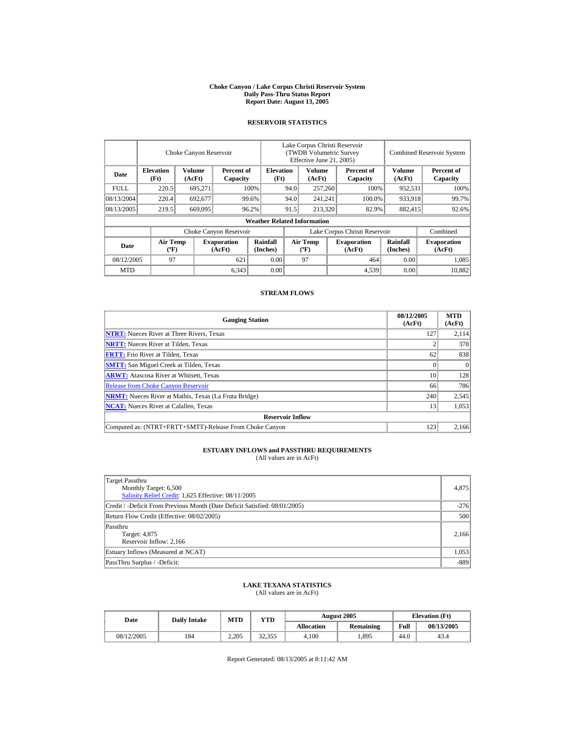# Choke Canyon / Lake Corpus Christi Reservoir System
## Daily Pass-Thru Status Report
### Report Date: August 13, 2005

## RESERVOIR STATISTICS

| | Choke Canyon Reservoir | | | Lake Corpus Christi Reservoir (TWDB Volumetric Survey Effective June 21, 2005) | | | Combined Reservoir System | |
|---|---|---|---|---|---|---|---|---|
| Date | Elevation (Ft) | Volume (AcFt) | Percent of Capacity | Elevation (Ft) | Volume (AcFt) | Percent of Capacity | Volume (AcFt) | Percent of Capacity |
| FULL | 220.5 | 695,271 | 100% | 94.0 | 257,260 | 100% | 952,531 | 100% |
| 08/13/2004 | 220.4 | 692,677 | 99.6% | 94.0 | 241,241 | 100.0% | 933,918 | 99.7% |
| 08/13/2005 | 219.5 | 669,095 | 96.2% | 91.5 | 213,320 | 82.9% | 882,415 | 92.6% |

**Weather Related Information**

| | Choke Canyon Reservoir | | | Lake Corpus Christi Reservoir | | | Combined |
|---|---|---|---|---|---|---|---|
| Date | Air Temp (ºF) | Evaporation (AcFt) | Rainfall (Inches) | Air Temp (ºF) | Evaporation (AcFt) | Rainfall (Inches) | Evaporation (AcFt) |
| 08/12/2005 | 97 | 621 | 0.00 | 97 | 464 | 0.00 | 1,085 |
| MTD | | 6,343 | 0.00 | | 4,539 | 0.00 | 10,882 |

## STREAM FLOWS

| Gauging Station | 08/12/2005 (AcFt) | MTD (AcFt) |
|---|---|---|
| NTRT: Nueces River at Three Rivers, Texas | 127 | 2,114 |
| NRTT: Nueces River at Tilden, Texas | 2 | 378 |
| FRTT: Frio River at Tilden, Texas | 62 | 838 |
| SMTT: San Miguel Creek at Tilden, Texas | 0 | 0 |
| ARWT: Atascosa River at Whitsett, Texas | 10 | 128 |
| Release from Choke Canyon Reservoir | 66 | 786 |
| NRMT: Nueces River at Mathis, Texas (La Fruta Bridge) | 240 | 2,545 |
| NCAT: Nueces River at Calallen, Texas | 13 | 1,053 |
| **Reservoir Inflow** | | |
| Computed as: (NTRT+FRTT+SMTT)-Release From Choke Canyon | 123 | 2,166 |

## ESTUARY INFLOWS and PASSTHRU REQUIREMENTS
(All values are in AcFt)

| | |
|---|---|
| Target Passthru<br>Monthly Target: 6,500<br>Salinity Relief Credit: 1,625 Effective: 08/11/2005 | 4,875 |
| Credit / -Deficit From Previous Month (Date Deficit Satisfied: 08/01/2005) | -276 |
| Return Flow Credit (Effective: 08/02/2005) | 500 |
| Passthru<br>Target: 4,875<br>Reservoir Inflow: 2,166 | 2,166 |
| Estuary Inflows (Measured at NCAT) | 1,053 |
| PassThru Surplus / -Deficit: | -889 |

## LAKE TEXANA STATISTICS
(All values are in AcFt)

| Date | Daily Intake | MTD | YTD | August 2005 | | Elevation (Ft) | |
|---|---|---|---|---|---|---|---|
| | | | | Allocation | Remaining | Full | 08/13/2005 |
| 08/12/2005 | 184 | 2,205 | 32,355 | 4,100 | 1,895 | 44.0 | 43.4 |

Report Generated: 08/13/2005 at 8:11:42 AM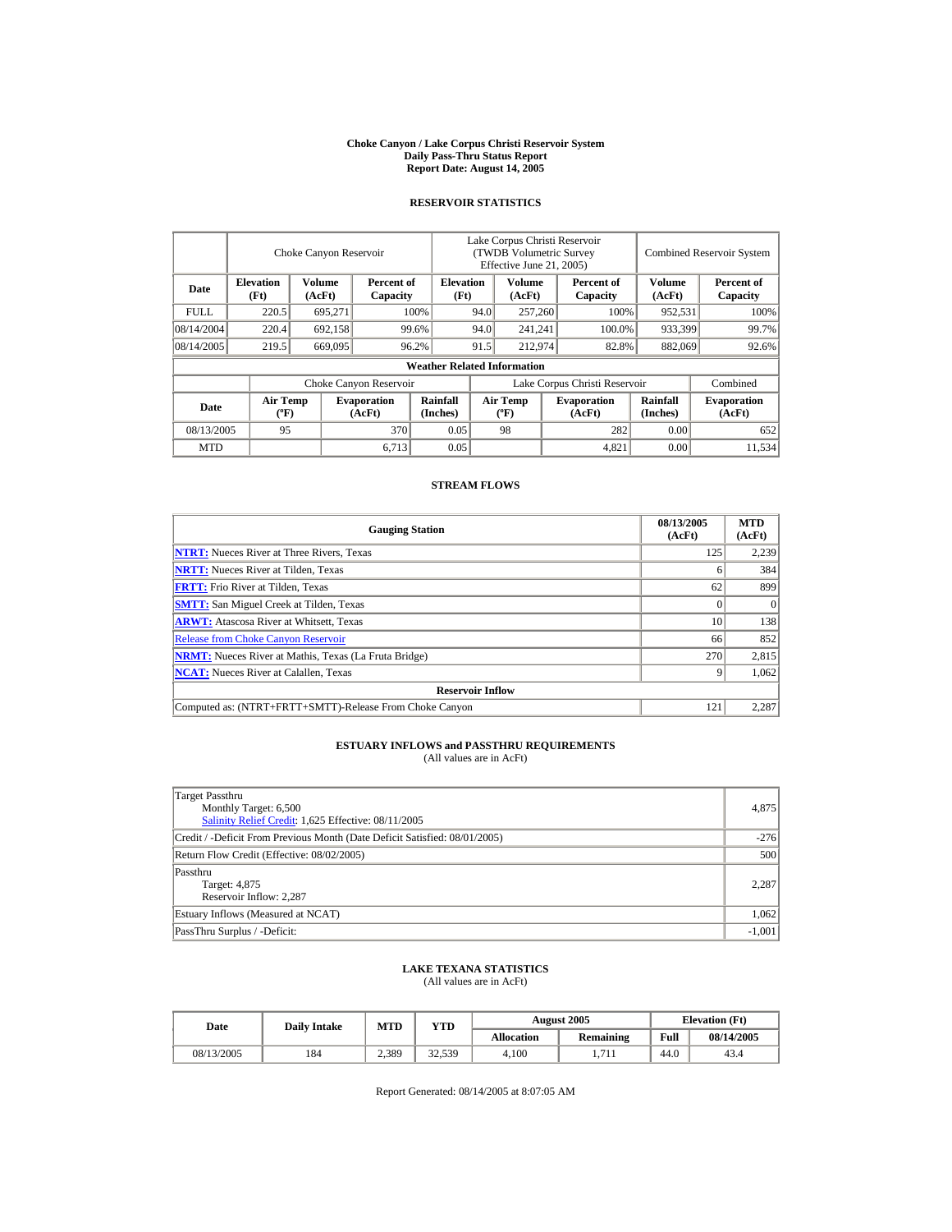# Choke Canyon / Lake Corpus Christi Reservoir System
## Daily Pass-Thru Status Report
### Report Date: August 14, 2005

## RESERVOIR STATISTICS

| Date | Choke Canyon Reservoir | | | Lake Corpus Christi Reservoir (TWDB Volumetric Survey Effective June 21, 2005) | | | Combined Reservoir System | |
|---|---|---|---|---|---|---|---|---|
| | Elevation (Ft) | Volume (AcFt) | Percent of Capacity | Elevation (Ft) | Volume (AcFt) | Percent of Capacity | Volume (AcFt) | Percent of Capacity |
| FULL | 220.5 | 695,271 | 100% | 94.0 | 257,260 | 100% | 952,531 | 100% |
| 08/14/2004 | 220.4 | 692,158 | 99.6% | 94.0 | 241,241 | 100.0% | 933,399 | 99.7% |
| 08/14/2005 | 219.5 | 669,095 | 96.2% | 91.5 | 212,974 | 82.8% | 882,069 | 92.6% |

**Weather Related Information**

| Date | Choke Canyon Reservoir | | | Lake Corpus Christi Reservoir | | | Combined |
|---|---|---|---|---|---|---|---|
| | Air Temp (ºF) | Evaporation (AcFt) | Rainfall (Inches) | Air Temp (ºF) | Evaporation (AcFt) | Rainfall (Inches) | Evaporation (AcFt) |
| 08/13/2005 | 95 | 370 | 0.05 | 98 | 282 | 0.00 | 652 |
| MTD | | 6,713 | 0.05 | | 4,821 | 0.00 | 11,534 |

## STREAM FLOWS

| Gauging Station | 08/13/2005 (AcFt) | MTD (AcFt) |
|---|---|---|
| **NTRT:** Nueces River at Three Rivers, Texas | 125 | 2,239 |
| **NRTT:** Nueces River at Tilden, Texas | 6 | 384 |
| **FRTT:** Frio River at Tilden, Texas | 62 | 899 |
| **SMTT:** San Miguel Creek at Tilden, Texas | 0 | 0 |
| **ARWT:** Atascosa River at Whitsett, Texas | 10 | 138 |
| Release from Choke Canyon Reservoir | 66 | 852 |
| **NRMT:** Nueces River at Mathis, Texas (La Fruta Bridge) | 270 | 2,815 |
| **NCAT:** Nueces River at Calallen, Texas | 9 | 1,062 |
| **Reservoir Inflow** | | |
| Computed as: (NTRT+FRTT+SMTT)-Release From Choke Canyon | 121 | 2,287 |

## ESTUARY INFLOWS and PASSTHRU REQUIREMENTS
(All values are in AcFt)

| | |
|---|---|
| Target Passthru<br>Monthly Target: 6,500<br>Salinity Relief Credit: 1,625 Effective: 08/11/2005 | 4,875 |
| Credit / -Deficit From Previous Month (Date Deficit Satisfied: 08/01/2005) | -276 |
| Return Flow Credit (Effective: 08/02/2005) | 500 |
| Passthru<br>Target: 4,875<br>Reservoir Inflow: 2,287 | 2,287 |
| Estuary Inflows (Measured at NCAT) | 1,062 |
| PassThru Surplus / -Deficit: | -1,001 |

## LAKE TEXANA STATISTICS
(All values are in AcFt)

| Date | Daily Intake | MTD | YTD | August 2005 | | Elevation (Ft) | |
|---|---|---|---|---|---|---|---|
| | | | | Allocation | Remaining | Full | 08/14/2005 |
| 08/13/2005 | 184 | 2,389 | 32,539 | 4,100 | 1,711 | 44.0 | 43.4 |

Report Generated: 08/14/2005 at 8:07:05 AM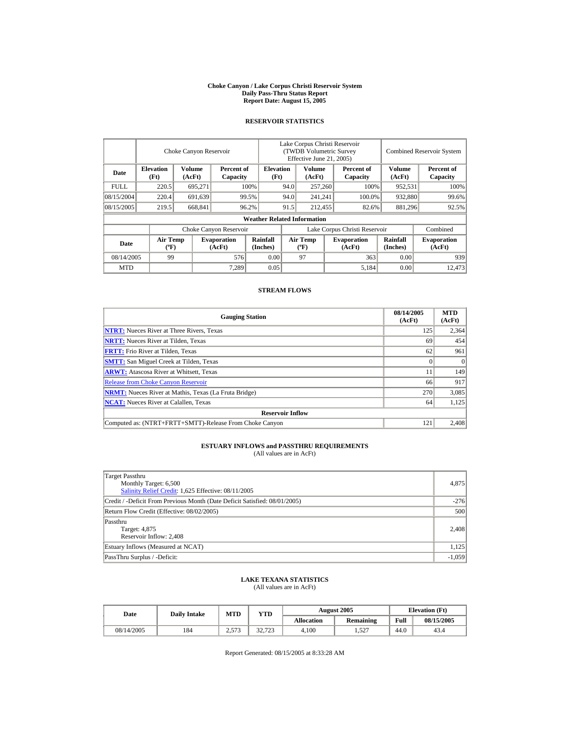# Choke Canyon / Lake Corpus Christi Reservoir System
## Daily Pass-Thru Status Report
## Report Date: August 15, 2005

### RESERVOIR STATISTICS

| Date | Choke Canyon Reservoir | | | Lake Corpus Christi Reservoir (TWDB Volumetric Survey Effective June 21, 2005) | | | Combined Reservoir System | |
|---|---|---|---|---|---|---|---|---|
| | Elevation (Ft) | Volume (AcFt) | Percent of Capacity | Elevation (Ft) | Volume (AcFt) | Percent of Capacity | Volume (AcFt) | Percent of Capacity |
| FULL | 220.5 | 695,271 | 100% | 94.0 | 257,260 | 100% | 952,531 | 100% |
| 08/15/2004 | 220.4 | 691,639 | 99.5% | 94.0 | 241,241 | 100.0% | 932,880 | 99.6% |
| 08/15/2005 | 219.5 | 668,841 | 96.2% | 91.5 | 212,455 | 82.6% | 881,296 | 92.5% |

**Weather Related Information**

| Date | Choke Canyon Reservoir | | | Lake Corpus Christi Reservoir | | | Combined |
|---|---|---|---|---|---|---|---|
| | Air Temp (ºF) | Evaporation (AcFt) | Rainfall (Inches) | Air Temp (ºF) | Evaporation (AcFt) | Rainfall (Inches) | Evaporation (AcFt) |
| 08/14/2005 | 99 | 576 | 0.00 | 97 | 363 | 0.00 | 939 |
| MTD | | 7,289 | 0.05 | | 5,184 | 0.00 | 12,473 |

### STREAM FLOWS

| Gauging Station | 08/14/2005 (AcFt) | MTD (AcFt) |
|---|---|---|
| NTRT: Nueces River at Three Rivers, Texas | 125 | 2,364 |
| NRTT: Nueces River at Tilden, Texas | 69 | 454 |
| FRTT: Frio River at Tilden, Texas | 62 | 961 |
| SMTT: San Miguel Creek at Tilden, Texas | 0 | 0 |
| ARWT: Atascosa River at Whitsett, Texas | 11 | 149 |
| Release from Choke Canyon Reservoir | 66 | 917 |
| NRMT: Nueces River at Mathis, Texas (La Fruta Bridge) | 270 | 3,085 |
| NCAT: Nueces River at Calallen, Texas | 64 | 1,125 |
| **Reservoir Inflow** | | |
| Computed as: (NTRT+FRTT+SMTT)-Release From Choke Canyon | 121 | 2,408 |

### ESTUARY INFLOWS and PASSTHRU REQUIREMENTS
(All values are in AcFt)

| | |
|---|---|
| Target Passthru<br>Monthly Target: 6,500<br>Salinity Relief Credit: 1,625 Effective: 08/11/2005 | 4,875 |
| Credit / -Deficit From Previous Month (Date Deficit Satisfied: 08/01/2005) | -276 |
| Return Flow Credit (Effective: 08/02/2005) | 500 |
| Passthru<br>Target: 4,875<br>Reservoir Inflow: 2,408 | 2,408 |
| Estuary Inflows (Measured at NCAT) | 1,125 |
| PassThru Surplus / -Deficit: | -1,059 |

### LAKE TEXANA STATISTICS
(All values are in AcFt)

| Date | Daily Intake | MTD | YTD | August 2005 | | Elevation (Ft) | |
|---|---|---|---|---|---|---|---|
| | | | | Allocation | Remaining | Full | 08/15/2005 |
| 08/14/2005 | 184 | 2,573 | 32,723 | 4,100 | 1,527 | 44.0 | 43.4 |

Report Generated: 08/15/2005 at 8:33:28 AM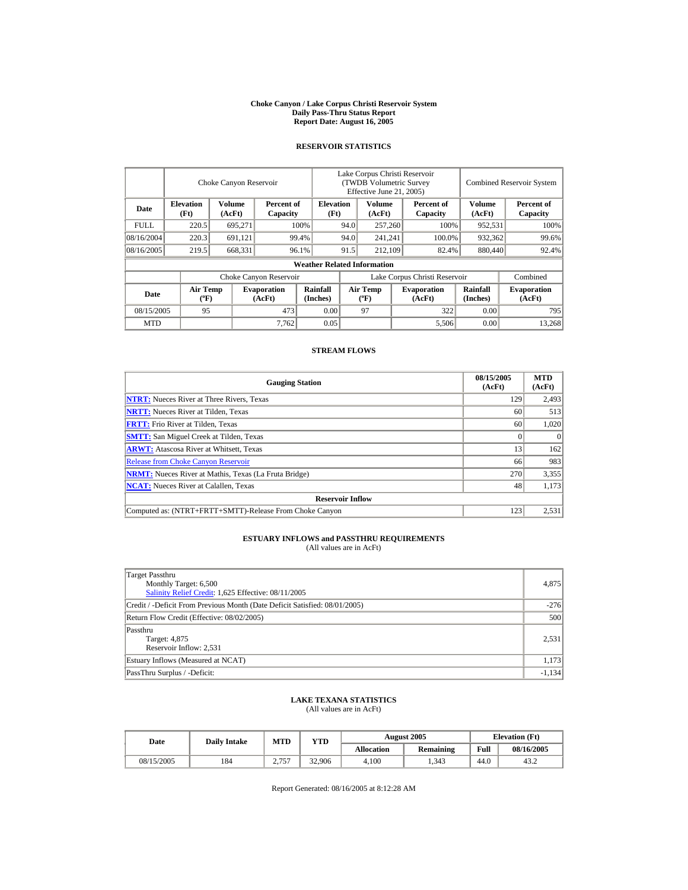# Choke Canyon / Lake Corpus Christi Reservoir System
## Daily Pass-Thru Status Report
### Report Date: August 16, 2005

## RESERVOIR STATISTICS

| Date | Choke Canyon Reservoir | | | Lake Corpus Christi Reservoir (TWDB Volumetric Survey Effective June 21, 2005) | | | Combined Reservoir System | |
|---|---|---|---|---|---|---|---|---|
| | Elevation (Ft) | Volume (AcFt) | Percent of Capacity | Elevation (Ft) | Volume (AcFt) | Percent of Capacity | Volume (AcFt) | Percent of Capacity |
| FULL | 220.5 | 695,271 | 100% | 94.0 | 257,260 | 100% | 952,531 | 100% |
| 08/16/2004 | 220.3 | 691,121 | 99.4% | 94.0 | 241,241 | 100.0% | 932,362 | 99.6% |
| 08/16/2005 | 219.5 | 668,331 | 96.1% | 91.5 | 212,109 | 82.4% | 880,440 | 92.4% |

**Weather Related Information**

| Date | Choke Canyon Reservoir | | | Lake Corpus Christi Reservoir | | | Combined |
|---|---|---|---|---|---|---|---|
| | Air Temp (ºF) | Evaporation (AcFt) | Rainfall (Inches) | Air Temp (ºF) | Evaporation (AcFt) | Rainfall (Inches) | Evaporation (AcFt) |
| 08/15/2005 | 95 | 473 | 0.00 | 97 | 322 | 0.00 | 795 |
| MTD | | 7,762 | 0.05 | | 5,506 | 0.00 | 13,268 |

## STREAM FLOWS

| Gauging Station | 08/15/2005 (AcFt) | MTD (AcFt) |
|---|---|---|
| NTRT: Nueces River at Three Rivers, Texas | 129 | 2,493 |
| NRTT: Nueces River at Tilden, Texas | 60 | 513 |
| FRTT: Frio River at Tilden, Texas | 60 | 1,020 |
| SMTT: San Miguel Creek at Tilden, Texas | 0 | 0 |
| ARWT: Atascosa River at Whitsett, Texas | 13 | 162 |
| Release from Choke Canyon Reservoir | 66 | 983 |
| NRMT: Nueces River at Mathis, Texas (La Fruta Bridge) | 270 | 3,355 |
| NCAT: Nueces River at Calallen, Texas | 48 | 1,173 |
| **Reservoir Inflow** | | |
| Computed as: (NTRT+FRTT+SMTT)-Release From Choke Canyon | 123 | 2,531 |

## ESTUARY INFLOWS and PASSTHRU REQUIREMENTS
(All values are in AcFt)

| | |
|---|---|
| Target Passthru<br>Monthly Target: 6,500<br>Salinity Relief Credit: 1,625 Effective: 08/11/2005 | 4,875 |
| Credit / -Deficit From Previous Month (Date Deficit Satisfied: 08/01/2005) | -276 |
| Return Flow Credit (Effective: 08/02/2005) | 500 |
| Passthru<br>Target: 4,875<br>Reservoir Inflow: 2,531 | 2,531 |
| Estuary Inflows (Measured at NCAT) | 1,173 |
| PassThru Surplus / -Deficit: | -1,134 |

## LAKE TEXANA STATISTICS
(All values are in AcFt)

| Date | Daily Intake | MTD | YTD | August 2005 | | Elevation (Ft) | |
|---|---|---|---|---|---|---|---|
| | | | | Allocation | Remaining | Full | 08/16/2005 |
| 08/15/2005 | 184 | 2,757 | 32,906 | 4,100 | 1,343 | 44.0 | 43.2 |

Report Generated: 08/16/2005 at 8:12:28 AM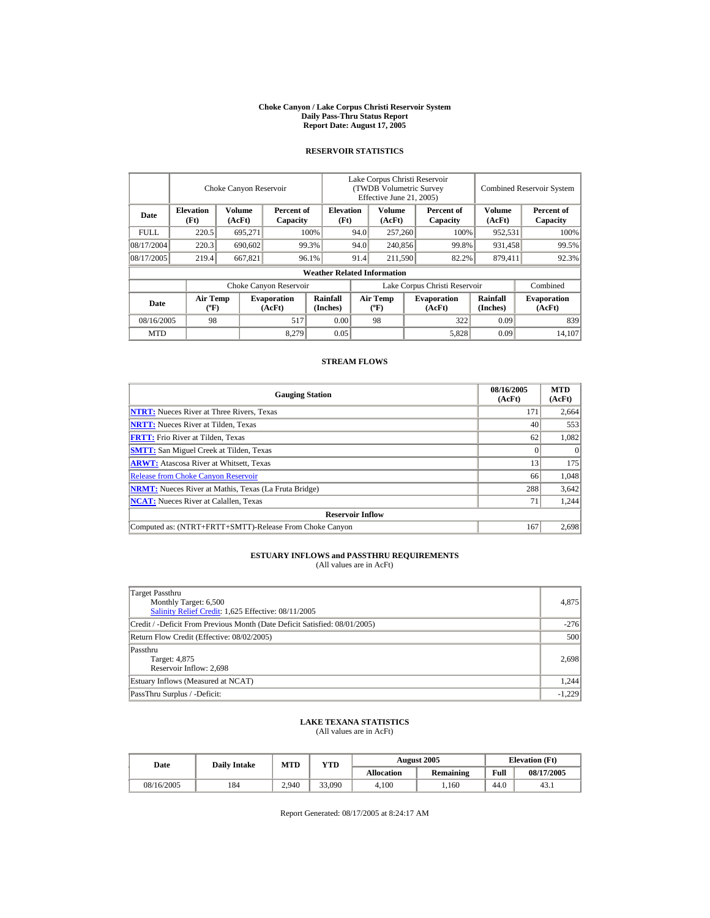# Choke Canyon / Lake Corpus Christi Reservoir System
## Daily Pass-Thru Status Report
### Report Date: August 17, 2005

## RESERVOIR STATISTICS

| Date | Choke Canyon Reservoir | | | Lake Corpus Christi Reservoir (TWDB Volumetric Survey Effective June 21, 2005) | | | Combined Reservoir System | |
|---|---|---|---|---|---|---|---|---|
| | Elevation (Ft) | Volume (AcFt) | Percent of Capacity | Elevation (Ft) | Volume (AcFt) | Percent of Capacity | Volume (AcFt) | Percent of Capacity |
| FULL | 220.5 | 695,271 | 100% | 94.0 | 257,260 | 100% | 952,531 | 100% |
| 08/17/2004 | 220.3 | 690,602 | 99.3% | 94.0 | 240,856 | 99.8% | 931,458 | 99.5% |
| 08/17/2005 | 219.4 | 667,821 | 96.1% | 91.4 | 211,590 | 82.2% | 879,411 | 92.3% |

**Weather Related Information**

| Date | Choke Canyon Reservoir | | | Lake Corpus Christi Reservoir | | | Combined |
|---|---|---|---|---|---|---|---|
| | Air Temp (ºF) | Evaporation (AcFt) | Rainfall (Inches) | Air Temp (ºF) | Evaporation (AcFt) | Rainfall (Inches) | Evaporation (AcFt) |
| 08/16/2005 | 98 | 517 | 0.00 | 98 | 322 | 0.09 | 839 |
| MTD | | 8,279 | 0.05 | | 5,828 | 0.09 | 14,107 |

## STREAM FLOWS

| Gauging Station | 08/16/2005 (AcFt) | MTD (AcFt) |
|---|---|---|
| NTRT: Nueces River at Three Rivers, Texas | 171 | 2,664 |
| NRTT: Nueces River at Tilden, Texas | 40 | 553 |
| FRTT: Frio River at Tilden, Texas | 62 | 1,082 |
| SMTT: San Miguel Creek at Tilden, Texas | 0 | 0 |
| ARWT: Atascosa River at Whitsett, Texas | 13 | 175 |
| Release from Choke Canyon Reservoir | 66 | 1,048 |
| NRMT: Nueces River at Mathis, Texas (La Fruta Bridge) | 288 | 3,642 |
| NCAT: Nueces River at Calallen, Texas | 71 | 1,244 |
| **Reservoir Inflow** | | |
| Computed as: (NTRT+FRTT+SMTT)-Release From Choke Canyon | 167 | 2,698 |

## ESTUARY INFLOWS and PASSTHRU REQUIREMENTS
(All values are in AcFt)

| | |
|---|---|
| Target Passthru<br>Monthly Target: 6,500<br>Salinity Relief Credit: 1,625 Effective: 08/11/2005 | 4,875 |
| Credit / -Deficit From Previous Month (Date Deficit Satisfied: 08/01/2005) | -276 |
| Return Flow Credit (Effective: 08/02/2005) | 500 |
| Passthru<br>Target: 4,875<br>Reservoir Inflow: 2,698 | 2,698 |
| Estuary Inflows (Measured at NCAT) | 1,244 |
| PassThru Surplus / -Deficit: | -1,229 |

## LAKE TEXANA STATISTICS
(All values are in AcFt)

| Date | Daily Intake | MTD | YTD | August 2005 | | Elevation (Ft) | |
|---|---|---|---|---|---|---|---|
| | | | | Allocation | Remaining | Full | 08/17/2005 |
| 08/16/2005 | 184 | 2,940 | 33,090 | 4,100 | 1,160 | 44.0 | 43.1 |

Report Generated: 08/17/2005 at 8:24:17 AM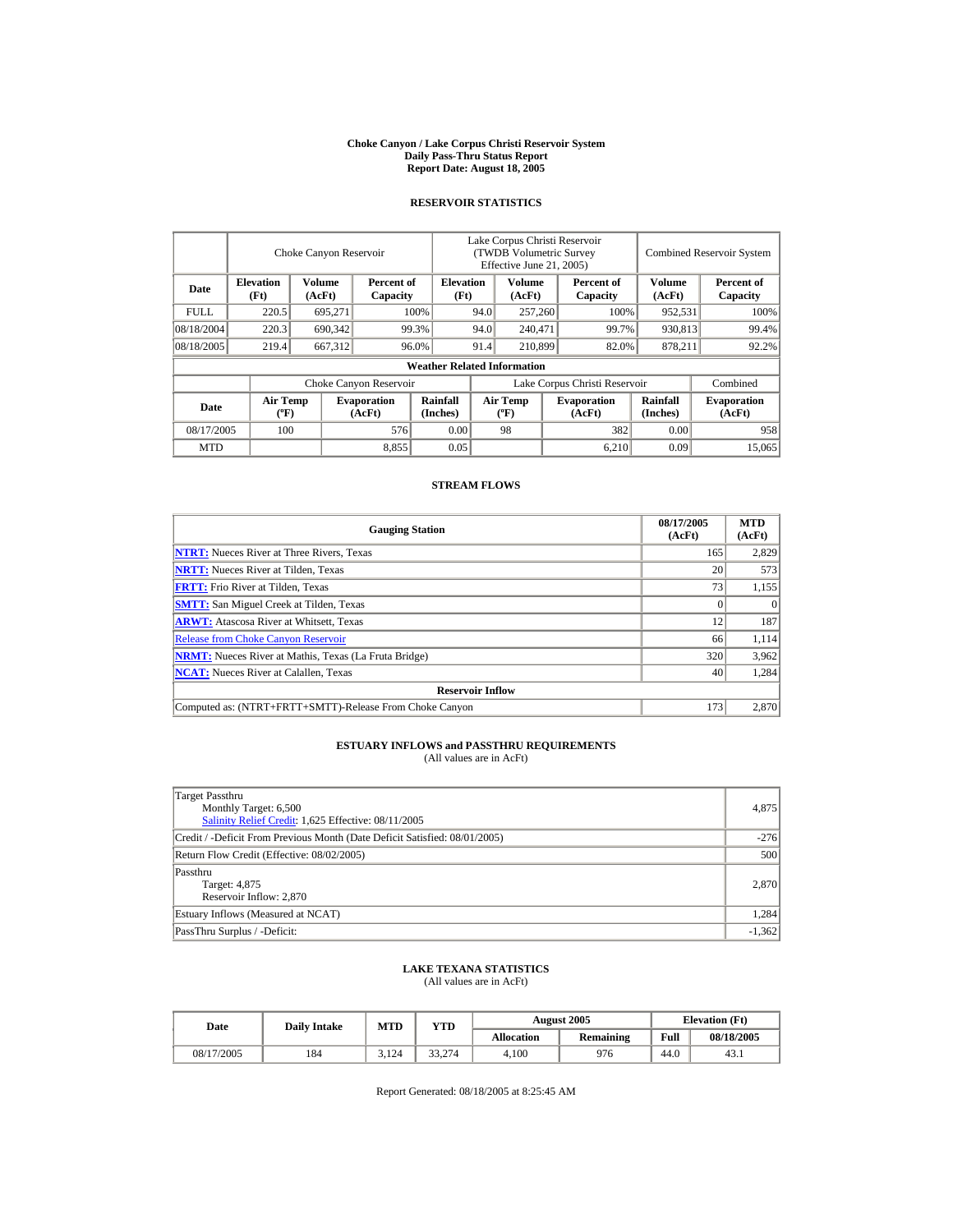# Choke Canyon / Lake Corpus Christi Reservoir System
## Daily Pass-Thru Status Report
### Report Date: August 18, 2005

## RESERVOIR STATISTICS

| | Choke Canyon Reservoir | | | Lake Corpus Christi Reservoir (TWDB Volumetric Survey Effective June 21, 2005) | | | Combined Reservoir System | |
|---|---|---|---|---|---|---|---|---|
| Date | Elevation (Ft) | Volume (AcFt) | Percent of Capacity | Elevation (Ft) | Volume (AcFt) | Percent of Capacity | Volume (AcFt) | Percent of Capacity |
| FULL | 220.5 | 695,271 | 100% | 94.0 | 257,260 | 100% | 952,531 | 100% |
| 08/18/2004 | 220.3 | 690,342 | 99.3% | 94.0 | 240,471 | 99.7% | 930,813 | 99.4% |
| 08/18/2005 | 219.4 | 667,312 | 96.0% | 91.4 | 210,899 | 82.0% | 878,211 | 92.2% |

**Weather Related Information**

| | Choke Canyon Reservoir | | | Lake Corpus Christi Reservoir | | | Combined |
|---|---|---|---|---|---|---|---|
| Date | Air Temp (ºF) | Evaporation (AcFt) | Rainfall (Inches) | Air Temp (ºF) | Evaporation (AcFt) | Rainfall (Inches) | Evaporation (AcFt) |
| 08/17/2005 | 100 | 576 | 0.00 | 98 | 382 | 0.00 | 958 |
| MTD | | 8,855 | 0.05 | | 6,210 | 0.09 | 15,065 |

## STREAM FLOWS

| Gauging Station | 08/17/2005 (AcFt) | MTD (AcFt) |
|---|---|---|
| NTRT: Nueces River at Three Rivers, Texas | 165 | 2,829 |
| NRTT: Nueces River at Tilden, Texas | 20 | 573 |
| FRTT: Frio River at Tilden, Texas | 73 | 1,155 |
| SMTT: San Miguel Creek at Tilden, Texas | 0 | 0 |
| ARWT: Atascosa River at Whitsett, Texas | 12 | 187 |
| Release from Choke Canyon Reservoir | 66 | 1,114 |
| NRMT: Nueces River at Mathis, Texas (La Fruta Bridge) | 320 | 3,962 |
| NCAT: Nueces River at Calallen, Texas | 40 | 1,284 |
| **Reservoir Inflow** | | |
| Computed as: (NTRT+FRTT+SMTT)-Release From Choke Canyon | 173 | 2,870 |

## ESTUARY INFLOWS and PASSTHRU REQUIREMENTS
(All values are in AcFt)

| | |
|---|---|
| Target Passthru<br>Monthly Target: 6,500<br>Salinity Relief Credit: 1,625 Effective: 08/11/2005 | 4,875 |
| Credit / -Deficit From Previous Month (Date Deficit Satisfied: 08/01/2005) | -276 |
| Return Flow Credit (Effective: 08/02/2005) | 500 |
| Passthru<br>Target: 4,875<br>Reservoir Inflow: 2,870 | 2,870 |
| Estuary Inflows (Measured at NCAT) | 1,284 |
| PassThru Surplus / -Deficit: | -1,362 |

## LAKE TEXANA STATISTICS
(All values are in AcFt)

| Date | Daily Intake | MTD | YTD | August 2005 | | Elevation (Ft) | |
|---|---|---|---|---|---|---|---|
| | | | | Allocation | Remaining | Full | 08/18/2005 |
| 08/17/2005 | 184 | 3,124 | 33,274 | 4,100 | 976 | 44.0 | 43.1 |

Report Generated: 08/18/2005 at 8:25:45 AM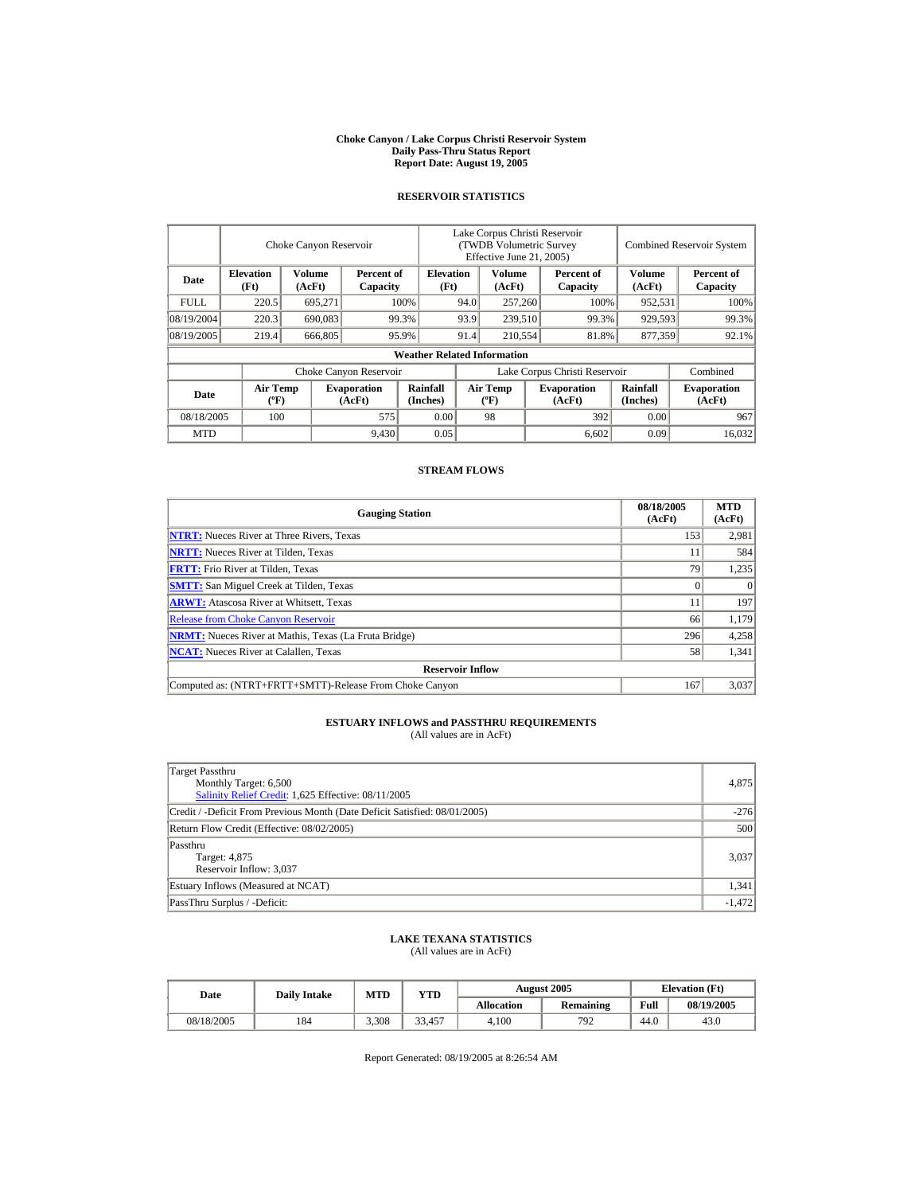# Choke Canyon / Lake Corpus Christi Reservoir System
## Daily Pass-Thru Status Report
## Report Date: August 19, 2005

### RESERVOIR STATISTICS

| Date | Choke Canyon Reservoir | | | Lake Corpus Christi Reservoir (TWDB Volumetric Survey Effective June 21, 2005) | | | Combined Reservoir System | |
|---|---|---|---|---|---|---|---|---|
| | Elevation (Ft) | Volume (AcFt) | Percent of Capacity | Elevation (Ft) | Volume (AcFt) | Percent of Capacity | Volume (AcFt) | Percent of Capacity |
| FULL | 220.5 | 695,271 | 100% | 94.0 | 257,260 | 100% | 952,531 | 100% |
| 08/19/2004 | 220.3 | 690,083 | 99.3% | 93.9 | 239,510 | 99.3% | 929,593 | 99.3% |
| 08/19/2005 | 219.4 | 666,805 | 95.9% | 91.4 | 210,554 | 81.8% | 877,359 | 92.1% |

**Weather Related Information**

| Date | Choke Canyon Reservoir | | | Lake Corpus Christi Reservoir | | | Combined |
|---|---|---|---|---|---|---|---|
| | Air Temp (ºF) | Evaporation (AcFt) | Rainfall (Inches) | Air Temp (ºF) | Evaporation (AcFt) | Rainfall (Inches) | Evaporation (AcFt) |
| 08/18/2005 | 100 | 575 | 0.00 | 98 | 392 | 0.00 | 967 |
| MTD | | 9,430 | 0.05 | | 6,602 | 0.09 | 16,032 |

### STREAM FLOWS

| Gauging Station | 08/18/2005 (AcFt) | MTD (AcFt) |
|---|---|---|
| **NTRT:** Nueces River at Three Rivers, Texas | 153 | 2,981 |
| **NRTT:** Nueces River at Tilden, Texas | 11 | 584 |
| **FRTT:** Frio River at Tilden, Texas | 79 | 1,235 |
| **SMTT:** San Miguel Creek at Tilden, Texas | 0 | 0 |
| **ARWT:** Atascosa River at Whitsett, Texas | 11 | 197 |
| Release from Choke Canyon Reservoir | 66 | 1,179 |
| **NRMT:** Nueces River at Mathis, Texas (La Fruta Bridge) | 296 | 4,258 |
| **NCAT:** Nueces River at Calallen, Texas | 58 | 1,341 |
| **Reservoir Inflow** | | |
| Computed as: (NTRT+FRTT+SMTT)-Release From Choke Canyon | 167 | 3,037 |

### ESTUARY INFLOWS and PASSTHRU REQUIREMENTS
(All values are in AcFt)

| | |
|---|---|
| Target Passthru<br>Monthly Target: 6,500<br>Salinity Relief Credit: 1,625 Effective: 08/11/2005 | 4,875 |
| Credit / -Deficit From Previous Month (Date Deficit Satisfied: 08/01/2005) | -276 |
| Return Flow Credit (Effective: 08/02/2005) | 500 |
| Passthru<br>Target: 4,875<br>Reservoir Inflow: 3,037 | 3,037 |
| Estuary Inflows (Measured at NCAT) | 1,341 |
| PassThru Surplus / -Deficit: | -1,472 |

### LAKE TEXANA STATISTICS
(All values are in AcFt)

| Date | Daily Intake | MTD | YTD | August 2005 | | Elevation (Ft) | |
|---|---|---|---|---|---|---|---|
| | | | | Allocation | Remaining | Full | 08/19/2005 |
| 08/18/2005 | 184 | 3,308 | 33,457 | 4,100 | 792 | 44.0 | 43.0 |

Report Generated: 08/19/2005 at 8:26:54 AM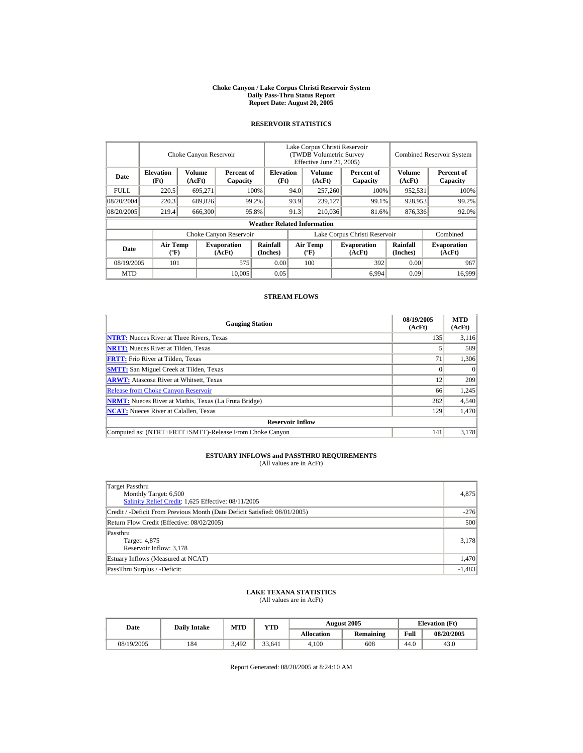# Choke Canyon / Lake Corpus Christi Reservoir System
## Daily Pass-Thru Status Report
### Report Date: August 20, 2005

## RESERVOIR STATISTICS

| Date | Choke Canyon Reservoir | | | Lake Corpus Christi Reservoir (TWDB Volumetric Survey Effective June 21, 2005) | | | Combined Reservoir System | |
|---|---|---|---|---|---|---|---|---|
| | Elevation (Ft) | Volume (AcFt) | Percent of Capacity | Elevation (Ft) | Volume (AcFt) | Percent of Capacity | Volume (AcFt) | Percent of Capacity |
| FULL | 220.5 | 695,271 | 100% | 94.0 | 257,260 | 100% | 952,531 | 100% |
| 08/20/2004 | 220.3 | 689,826 | 99.2% | 93.9 | 239,127 | 99.1% | 928,953 | 99.2% |
| 08/20/2005 | 219.4 | 666,300 | 95.8% | 91.3 | 210,036 | 81.6% | 876,336 | 92.0% |

**Weather Related Information**

| Date | Choke Canyon Reservoir | | | Lake Corpus Christi Reservoir | | | Combined |
|---|---|---|---|---|---|---|---|
| | Air Temp (ºF) | Evaporation (AcFt) | Rainfall (Inches) | Air Temp (ºF) | Evaporation (AcFt) | Rainfall (Inches) | Evaporation (AcFt) |
| 08/19/2005 | 101 | 575 | 0.00 | 100 | 392 | 0.00 | 967 |
| MTD | | 10,005 | 0.05 | | 6,994 | 0.09 | 16,999 |

## STREAM FLOWS

| Gauging Station | 08/19/2005 (AcFt) | MTD (AcFt) |
|---|---|---|
| **NTRT:** Nueces River at Three Rivers, Texas | 135 | 3,116 |
| **NRTT:** Nueces River at Tilden, Texas | 5 | 589 |
| **FRTT:** Frio River at Tilden, Texas | 71 | 1,306 |
| **SMTT:** San Miguel Creek at Tilden, Texas | 0 | 0 |
| **ARWT:** Atascosa River at Whitsett, Texas | 12 | 209 |
| Release from Choke Canyon Reservoir | 66 | 1,245 |
| **NRMT:** Nueces River at Mathis, Texas (La Fruta Bridge) | 282 | 4,540 |
| **NCAT:** Nueces River at Calallen, Texas | 129 | 1,470 |
| **Reservoir Inflow** | | |
| Computed as: (NTRT+FRTT+SMTT)-Release From Choke Canyon | 141 | 3,178 |

## ESTUARY INFLOWS and PASSTHRU REQUIREMENTS
(All values are in AcFt)

| | |
|---|---|
| Target Passthru<br>Monthly Target: 6,500<br>Salinity Relief Credit: 1,625 Effective: 08/11/2005 | 4,875 |
| Credit / -Deficit From Previous Month (Date Deficit Satisfied: 08/01/2005) | -276 |
| Return Flow Credit (Effective: 08/02/2005) | 500 |
| Passthru<br>Target: 4,875<br>Reservoir Inflow: 3,178 | 3,178 |
| Estuary Inflows (Measured at NCAT) | 1,470 |
| PassThru Surplus / -Deficit: | -1,483 |

## LAKE TEXANA STATISTICS
(All values are in AcFt)

| Date | Daily Intake | MTD | YTD | August 2005 | | Elevation (Ft) | |
|---|---|---|---|---|---|---|---|
| | | | | Allocation | Remaining | Full | 08/20/2005 |
| 08/19/2005 | 184 | 3,492 | 33,641 | 4,100 | 608 | 44.0 | 43.0 |

Report Generated: 08/20/2005 at 8:24:10 AM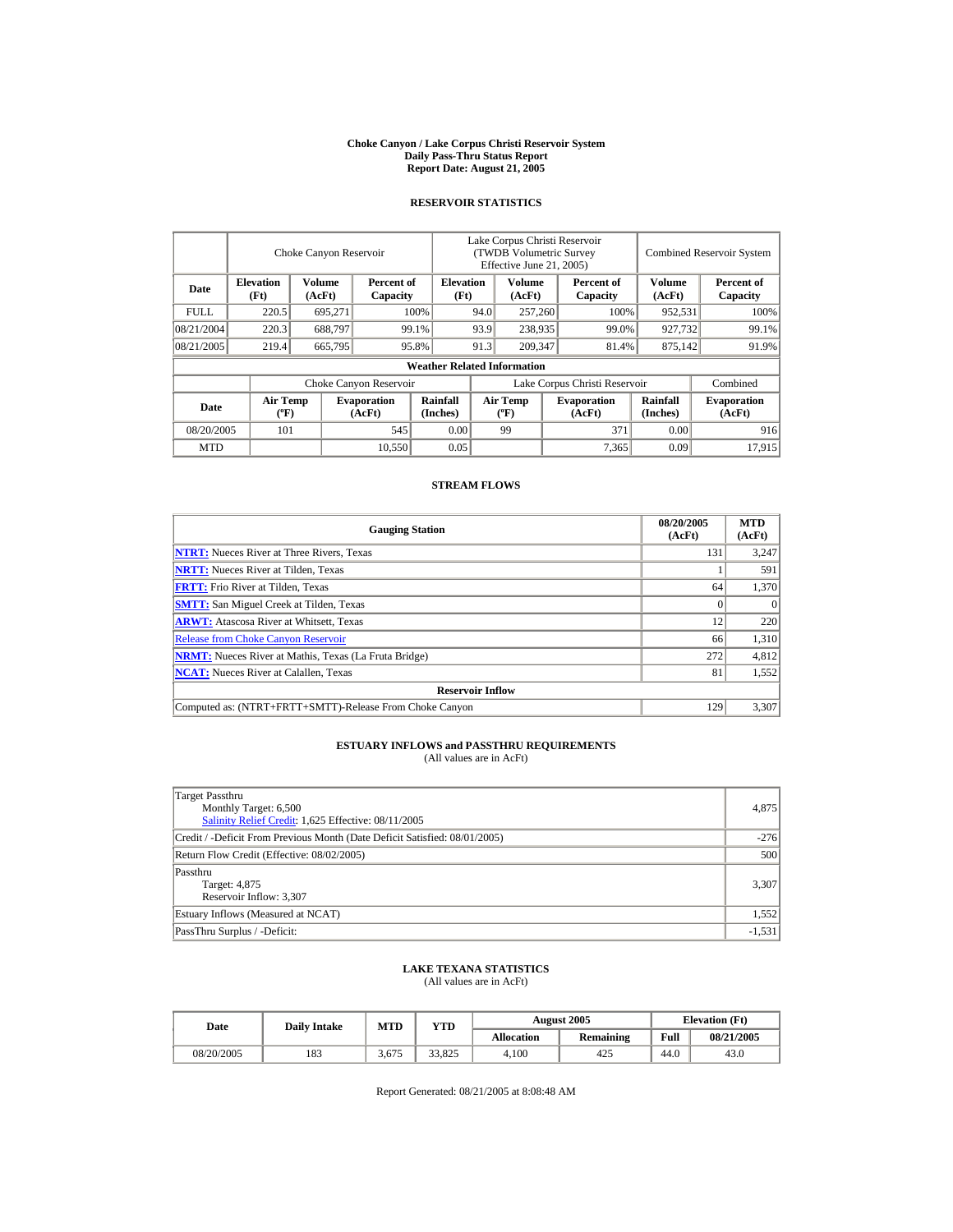# Choke Canyon / Lake Corpus Christi Reservoir System
## Daily Pass-Thru Status Report
### Report Date: August 21, 2005

## RESERVOIR STATISTICS

| Date | Choke Canyon Reservoir | | | Lake Corpus Christi Reservoir (TWDB Volumetric Survey Effective June 21, 2005) | | | Combined Reservoir System | |
|---|---|---|---|---|---|---|---|---|
| | Elevation (Ft) | Volume (AcFt) | Percent of Capacity | Elevation (Ft) | Volume (AcFt) | Percent of Capacity | Volume (AcFt) | Percent of Capacity |
| FULL | 220.5 | 695,271 | 100% | 94.0 | 257,260 | 100% | 952,531 | 100% |
| 08/21/2004 | 220.3 | 688,797 | 99.1% | 93.9 | 238,935 | 99.0% | 927,732 | 99.1% |
| 08/21/2005 | 219.4 | 665,795 | 95.8% | 91.3 | 209,347 | 81.4% | 875,142 | 91.9% |

**Weather Related Information**

| Date | Choke Canyon Reservoir | | | Lake Corpus Christi Reservoir | | | Combined |
|---|---|---|---|---|---|---|---|
| | Air Temp (ºF) | Evaporation (AcFt) | Rainfall (Inches) | Air Temp (ºF) | Evaporation (AcFt) | Rainfall (Inches) | Evaporation (AcFt) |
| 08/20/2005 | 101 | 545 | 0.00 | 99 | 371 | 0.00 | 916 |
| MTD | | 10,550 | 0.05 | | 7,365 | 0.09 | 17,915 |

## STREAM FLOWS

| Gauging Station | 08/20/2005 (AcFt) | MTD (AcFt) |
|---|---|---|
| NTRT: Nueces River at Three Rivers, Texas | 131 | 3,247 |
| NRTT: Nueces River at Tilden, Texas | 1 | 591 |
| FRTT: Frio River at Tilden, Texas | 64 | 1,370 |
| SMTT: San Miguel Creek at Tilden, Texas | 0 | 0 |
| ARWT: Atascosa River at Whitsett, Texas | 12 | 220 |
| Release from Choke Canyon Reservoir | 66 | 1,310 |
| NRMT: Nueces River at Mathis, Texas (La Fruta Bridge) | 272 | 4,812 |
| NCAT: Nueces River at Calallen, Texas | 81 | 1,552 |
| **Reservoir Inflow** | | |
| Computed as: (NTRT+FRTT+SMTT)-Release From Choke Canyon | 129 | 3,307 |

## ESTUARY INFLOWS and PASSTHRU REQUIREMENTS
(All values are in AcFt)

| | |
|---|---|
| Target Passthru<br>Monthly Target: 6,500<br>Salinity Relief Credit: 1,625 Effective: 08/11/2005 | 4,875 |
| Credit / -Deficit From Previous Month (Date Deficit Satisfied: 08/01/2005) | -276 |
| Return Flow Credit (Effective: 08/02/2005) | 500 |
| Passthru<br>Target: 4,875<br>Reservoir Inflow: 3,307 | 3,307 |
| Estuary Inflows (Measured at NCAT) | 1,552 |
| PassThru Surplus / -Deficit: | -1,531 |

## LAKE TEXANA STATISTICS
(All values are in AcFt)

| Date | Daily Intake | MTD | YTD | August 2005 | | Elevation (Ft) | |
|---|---|---|---|---|---|---|---|
| | | | | Allocation | Remaining | Full | 08/21/2005 |
| 08/20/2005 | 183 | 3,675 | 33,825 | 4,100 | 425 | 44.0 | 43.0 |

Report Generated: 08/21/2005 at 8:08:48 AM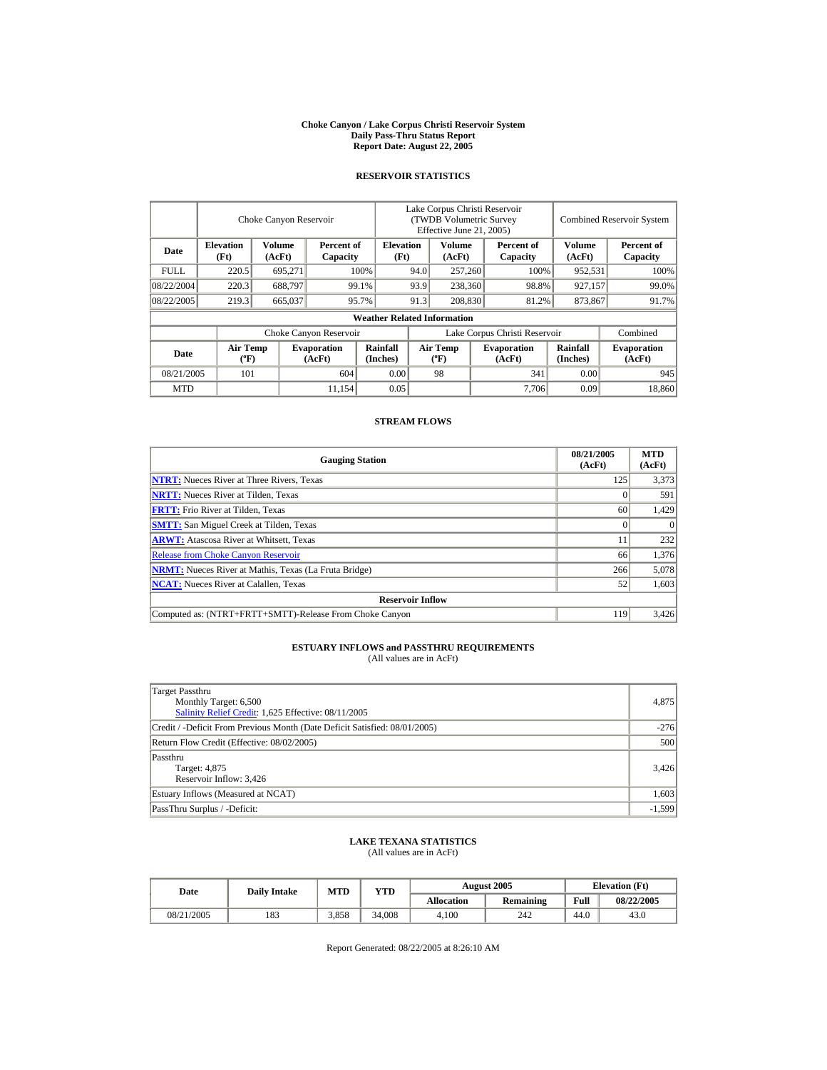**Choke Canyon / Lake Corpus Christi Reservoir System**
**Daily Pass-Thru Status Report**
**Report Date: August 22, 2005**

## RESERVOIR STATISTICS

| Date | Choke Canyon Reservoir | | | Lake Corpus Christi Reservoir (TWDB Volumetric Survey Effective June 21, 2005) | | | Combined Reservoir System | |
|---|---|---|---|---|---|---|---|---|
| | Elevation (Ft) | Volume (AcFt) | Percent of Capacity | Elevation (Ft) | Volume (AcFt) | Percent of Capacity | Volume (AcFt) | Percent of Capacity |
| FULL | 220.5 | 695,271 | 100% | 94.0 | 257,260 | 100% | 952,531 | 100% |
| 08/22/2004 | 220.3 | 688,797 | 99.1% | 93.9 | 238,360 | 98.8% | 927,157 | 99.0% |
| 08/22/2005 | 219.3 | 665,037 | 95.7% | 91.3 | 208,830 | 81.2% | 873,867 | 91.7% |

**Weather Related Information**

| Date | Choke Canyon Reservoir | | | Lake Corpus Christi Reservoir | | | Combined |
|---|---|---|---|---|---|---|---|
| | Air Temp (ºF) | Evaporation (AcFt) | Rainfall (Inches) | Air Temp (ºF) | Evaporation (AcFt) | Rainfall (Inches) | Evaporation (AcFt) |
| 08/21/2005 | 101 | 604 | 0.00 | 98 | 341 | 0.00 | 945 |
| MTD | | 11,154 | 0.05 | | 7,706 | 0.09 | 18,860 |

## STREAM FLOWS

| Gauging Station | 08/21/2005 (AcFt) | MTD (AcFt) |
|---|---|---|
| NTRT: Nueces River at Three Rivers, Texas | 125 | 3,373 |
| NRTT: Nueces River at Tilden, Texas | 0 | 591 |
| FRTT: Frio River at Tilden, Texas | 60 | 1,429 |
| SMTT: San Miguel Creek at Tilden, Texas | 0 | 0 |
| ARWT: Atascosa River at Whitsett, Texas | 11 | 232 |
| Release from Choke Canyon Reservoir | 66 | 1,376 |
| NRMT: Nueces River at Mathis, Texas (La Fruta Bridge) | 266 | 5,078 |
| NCAT: Nueces River at Calallen, Texas | 52 | 1,603 |
| **Reservoir Inflow** | | |
| Computed as: (NTRT+FRTT+SMTT)-Release From Choke Canyon | 119 | 3,426 |

## ESTUARY INFLOWS and PASSTHRU REQUIREMENTS
(All values are in AcFt)

| | |
|---|---|
| Target Passthru<br>Monthly Target: 6,500<br>Salinity Relief Credit: 1,625 Effective: 08/11/2005 | 4,875 |
| Credit / -Deficit From Previous Month (Date Deficit Satisfied: 08/01/2005) | -276 |
| Return Flow Credit (Effective: 08/02/2005) | 500 |
| Passthru<br>Target: 4,875<br>Reservoir Inflow: 3,426 | 3,426 |
| Estuary Inflows (Measured at NCAT) | 1,603 |
| PassThru Surplus / -Deficit: | -1,599 |

## LAKE TEXANA STATISTICS
(All values are in AcFt)

| Date | Daily Intake | MTD | YTD | August 2005 | | Elevation (Ft) | |
|---|---|---|---|---|---|---|---|
| | | | | Allocation | Remaining | Full | 08/22/2005 |
| 08/21/2005 | 183 | 3,858 | 34,008 | 4,100 | 242 | 44.0 | 43.0 |

Report Generated: 08/22/2005 at 8:26:10 AM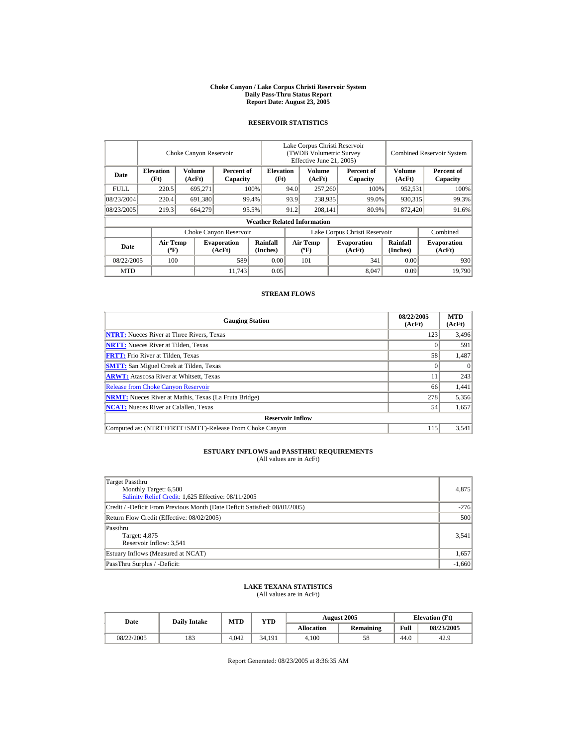# Choke Canyon / Lake Corpus Christi Reservoir System
## Daily Pass-Thru Status Report
## Report Date: August 23, 2005

### RESERVOIR STATISTICS

| Date | Choke Canyon Reservoir | | | Lake Corpus Christi Reservoir (TWDB Volumetric Survey Effective June 21, 2005) | | | Combined Reservoir System | |
|---|---|---|---|---|---|---|---|---|
| | Elevation (Ft) | Volume (AcFt) | Percent of Capacity | Elevation (Ft) | Volume (AcFt) | Percent of Capacity | Volume (AcFt) | Percent of Capacity |
| FULL | 220.5 | 695,271 | 100% | 94.0 | 257,260 | 100% | 952,531 | 100% |
| 08/23/2004 | 220.4 | 691,380 | 99.4% | 93.9 | 238,935 | 99.0% | 930,315 | 99.3% |
| 08/23/2005 | 219.3 | 664,279 | 95.5% | 91.2 | 208,141 | 80.9% | 872,420 | 91.6% |

**Weather Related Information**

| Date | Choke Canyon Reservoir | | | Lake Corpus Christi Reservoir | | | Combined |
|---|---|---|---|---|---|---|---|
| | Air Temp (ºF) | Evaporation (AcFt) | Rainfall (Inches) | Air Temp (ºF) | Evaporation (AcFt) | Rainfall (Inches) | Evaporation (AcFt) |
| 08/22/2005 | 100 | 589 | 0.00 | 101 | 341 | 0.00 | 930 |
| MTD | | 11,743 | 0.05 | | 8,047 | 0.09 | 19,790 |

### STREAM FLOWS

| Gauging Station | 08/22/2005 (AcFt) | MTD (AcFt) |
|---|---|---|
| NTRT: Nueces River at Three Rivers, Texas | 123 | 3,496 |
| NRTT: Nueces River at Tilden, Texas | 0 | 591 |
| FRTT: Frio River at Tilden, Texas | 58 | 1,487 |
| SMTT: San Miguel Creek at Tilden, Texas | 0 | 0 |
| ARWT: Atascosa River at Whitsett, Texas | 11 | 243 |
| Release from Choke Canyon Reservoir | 66 | 1,441 |
| NRMT: Nueces River at Mathis, Texas (La Fruta Bridge) | 278 | 5,356 |
| NCAT: Nueces River at Calallen, Texas | 54 | 1,657 |
| **Reservoir Inflow** | | |
| Computed as: (NTRT+FRTT+SMTT)-Release From Choke Canyon | 115 | 3,541 |

### ESTUARY INFLOWS and PASSTHRU REQUIREMENTS
(All values are in AcFt)

| | |
|---|---|
| Target Passthru<br>Monthly Target: 6,500<br>Salinity Relief Credit: 1,625 Effective: 08/11/2005 | 4,875 |
| Credit / -Deficit From Previous Month (Date Deficit Satisfied: 08/01/2005) | -276 |
| Return Flow Credit (Effective: 08/02/2005) | 500 |
| Passthru<br>Target: 4,875<br>Reservoir Inflow: 3,541 | 3,541 |
| Estuary Inflows (Measured at NCAT) | 1,657 |
| PassThru Surplus / -Deficit: | -1,660 |

### LAKE TEXANA STATISTICS
(All values are in AcFt)

| Date | Daily Intake | MTD | YTD | August 2005 | | Elevation (Ft) | |
|---|---|---|---|---|---|---|---|
| | | | | Allocation | Remaining | Full | 08/23/2005 |
| 08/22/2005 | 183 | 4,042 | 34,191 | 4,100 | 58 | 44.0 | 42.9 |

Report Generated: 08/23/2005 at 8:36:35 AM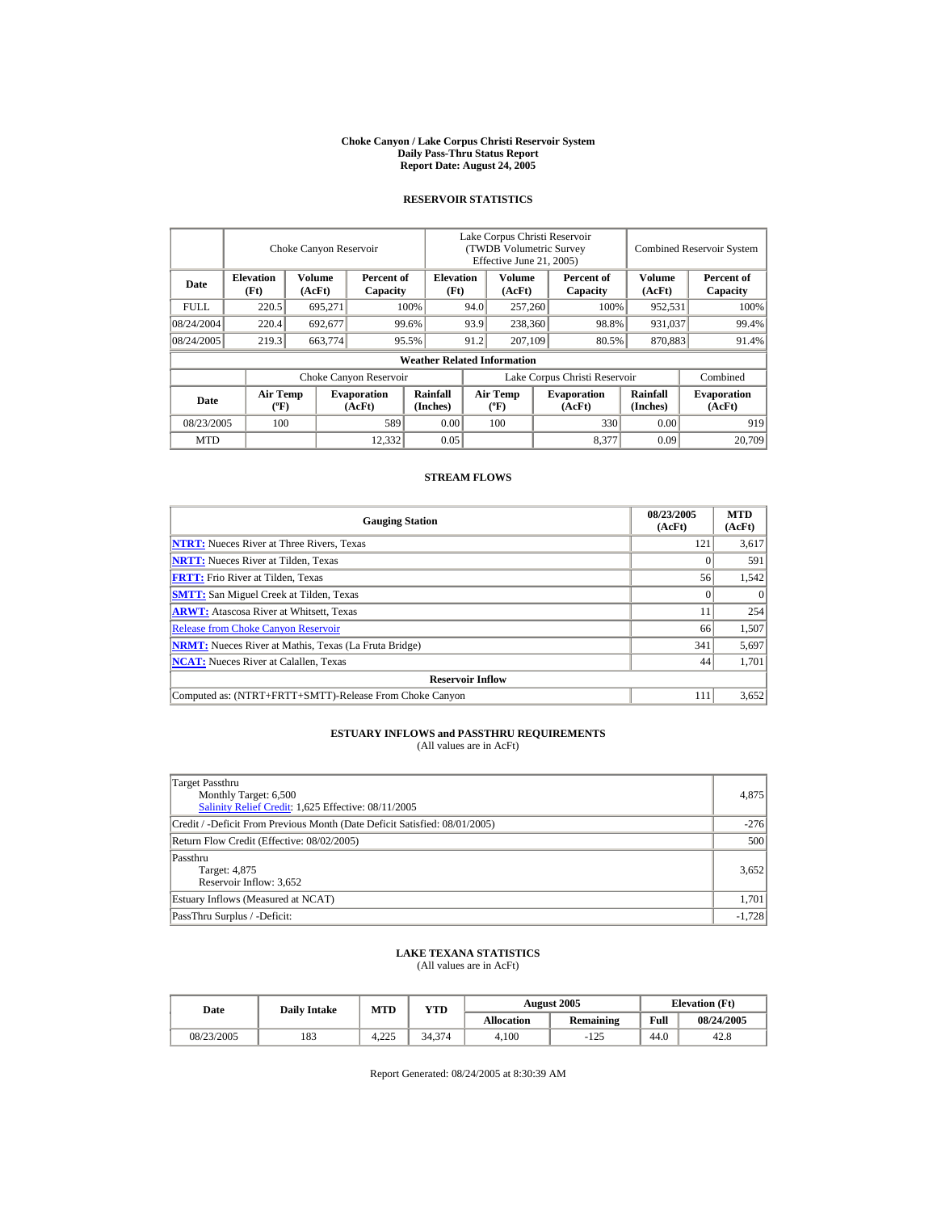# Choke Canyon / Lake Corpus Christi Reservoir System
## Daily Pass-Thru Status Report
### Report Date: August 24, 2005

## RESERVOIR STATISTICS

| Date | Choke Canyon Reservoir | | | Lake Corpus Christi Reservoir (TWDB Volumetric Survey Effective June 21, 2005) | | | Combined Reservoir System | |
|---|---|---|---|---|---|---|---|---|
| | Elevation (Ft) | Volume (AcFt) | Percent of Capacity | Elevation (Ft) | Volume (AcFt) | Percent of Capacity | Volume (AcFt) | Percent of Capacity |
| FULL | 220.5 | 695,271 | 100% | 94.0 | 257,260 | 100% | 952,531 | 100% |
| 08/24/2004 | 220.4 | 692,677 | 99.6% | 93.9 | 238,360 | 98.8% | 931,037 | 99.4% |
| 08/24/2005 | 219.3 | 663,774 | 95.5% | 91.2 | 207,109 | 80.5% | 870,883 | 91.4% |

**Weather Related Information**

| Date | Choke Canyon Reservoir | | | Lake Corpus Christi Reservoir | | | Combined |
|---|---|---|---|---|---|---|---|
| | Air Temp (ºF) | Evaporation (AcFt) | Rainfall (Inches) | Air Temp (ºF) | Evaporation (AcFt) | Rainfall (Inches) | Evaporation (AcFt) |
| 08/23/2005 | 100 | 589 | 0.00 | 100 | 330 | 0.00 | 919 |
| MTD | | 12,332 | 0.05 | | 8,377 | 0.09 | 20,709 |

## STREAM FLOWS

| Gauging Station | 08/23/2005 (AcFt) | MTD (AcFt) |
|---|---|---|
| NTRT: Nueces River at Three Rivers, Texas | 121 | 3,617 |
| NRTT: Nueces River at Tilden, Texas | 0 | 591 |
| FRTT: Frio River at Tilden, Texas | 56 | 1,542 |
| SMTT: San Miguel Creek at Tilden, Texas | 0 | 0 |
| ARWT: Atascosa River at Whitsett, Texas | 11 | 254 |
| Release from Choke Canyon Reservoir | 66 | 1,507 |
| NRMT: Nueces River at Mathis, Texas (La Fruta Bridge) | 341 | 5,697 |
| NCAT: Nueces River at Calallen, Texas | 44 | 1,701 |
| **Reservoir Inflow** | | |
| Computed as: (NTRT+FRTT+SMTT)-Release From Choke Canyon | 111 | 3,652 |

## ESTUARY INFLOWS and PASSTHRU REQUIREMENTS
(All values are in AcFt)

| | |
|---|---|
| Target Passthru<br>Monthly Target: 6,500<br>Salinity Relief Credit: 1,625 Effective: 08/11/2005 | 4,875 |
| Credit / -Deficit From Previous Month (Date Deficit Satisfied: 08/01/2005) | -276 |
| Return Flow Credit (Effective: 08/02/2005) | 500 |
| Passthru<br>Target: 4,875<br>Reservoir Inflow: 3,652 | 3,652 |
| Estuary Inflows (Measured at NCAT) | 1,701 |
| PassThru Surplus / -Deficit: | -1,728 |

## LAKE TEXANA STATISTICS
(All values are in AcFt)

| Date | Daily Intake | MTD | YTD | August 2005 | | Elevation (Ft) | |
|---|---|---|---|---|---|---|---|
| | | | | Allocation | Remaining | Full | 08/24/2005 |
| 08/23/2005 | 183 | 4,225 | 34,374 | 4,100 | -125 | 44.0 | 42.8 |

Report Generated: 08/24/2005 at 8:30:39 AM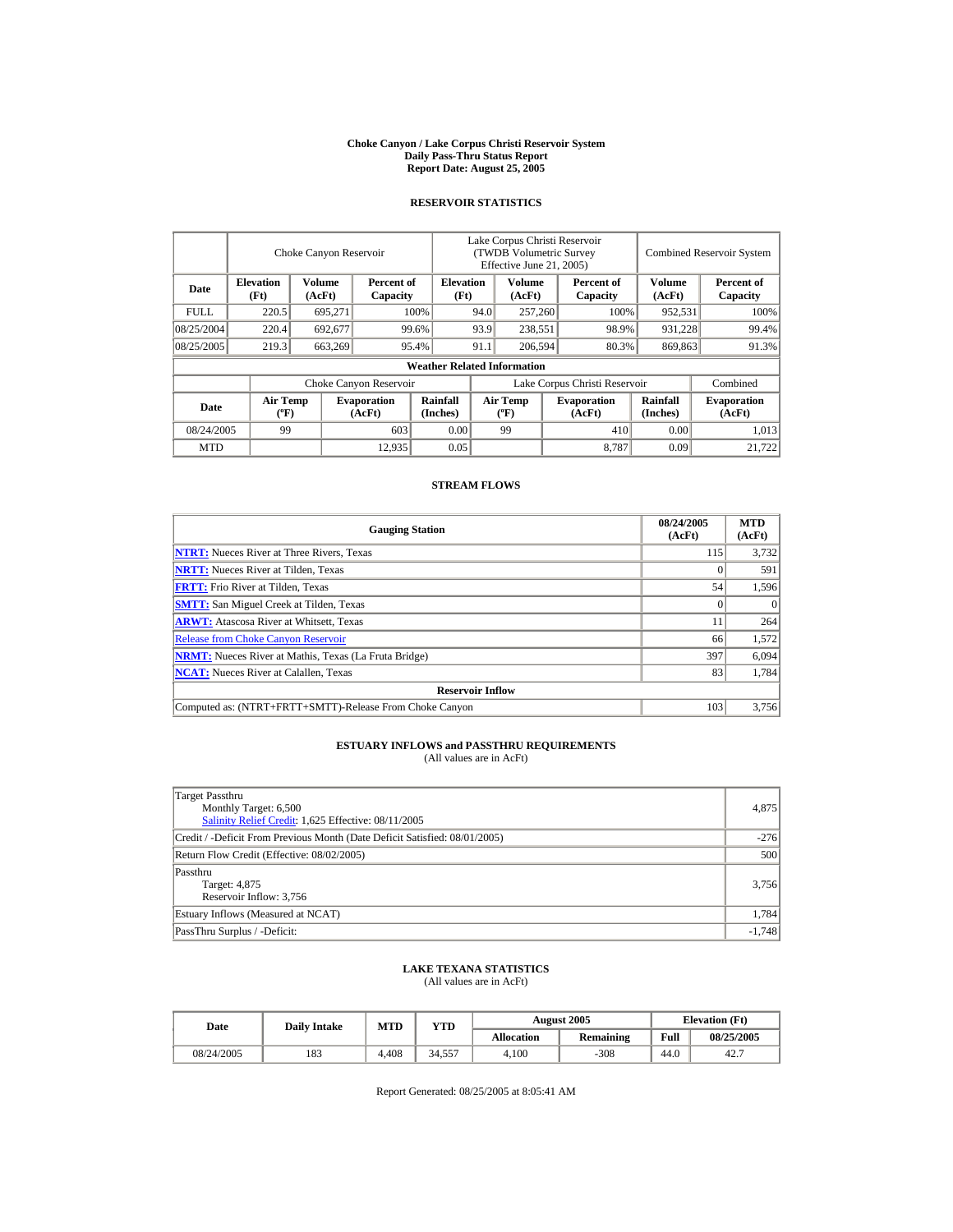# Choke Canyon / Lake Corpus Christi Reservoir System
## Daily Pass-Thru Status Report
## Report Date: August 25, 2005

### RESERVOIR STATISTICS

| Date | Choke Canyon Reservoir | | | Lake Corpus Christi Reservoir (TWDB Volumetric Survey Effective June 21, 2005) | | | Combined Reservoir System | |
|---|---|---|---|---|---|---|---|---|
| | Elevation (Ft) | Volume (AcFt) | Percent of Capacity | Elevation (Ft) | Volume (AcFt) | Percent of Capacity | Volume (AcFt) | Percent of Capacity |
| FULL | 220.5 | 695,271 | 100% | 94.0 | 257,260 | 100% | 952,531 | 100% |
| 08/25/2004 | 220.4 | 692,677 | 99.6% | 93.9 | 238,551 | 98.9% | 931,228 | 99.4% |
| 08/25/2005 | 219.3 | 663,269 | 95.4% | 91.1 | 206,594 | 80.3% | 869,863 | 91.3% |

**Weather Related Information**

| Date | Choke Canyon Reservoir | | | Lake Corpus Christi Reservoir | | | Combined |
|---|---|---|---|---|---|---|---|
| | Air Temp (ºF) | Evaporation (AcFt) | Rainfall (Inches) | Air Temp (ºF) | Evaporation (AcFt) | Rainfall (Inches) | Evaporation (AcFt) |
| 08/24/2005 | 99 | 603 | 0.00 | 99 | 410 | 0.00 | 1,013 |
| MTD | | 12,935 | 0.05 | | 8,787 | 0.09 | 21,722 |

### STREAM FLOWS

| Gauging Station | 08/24/2005 (AcFt) | MTD (AcFt) |
|---|---|---|
| NTRT: Nueces River at Three Rivers, Texas | 115 | 3,732 |
| NRTT: Nueces River at Tilden, Texas | 0 | 591 |
| FRTT: Frio River at Tilden, Texas | 54 | 1,596 |
| SMTT: San Miguel Creek at Tilden, Texas | 0 | 0 |
| ARWT: Atascosa River at Whitsett, Texas | 11 | 264 |
| Release from Choke Canyon Reservoir | 66 | 1,572 |
| NRMT: Nueces River at Mathis, Texas (La Fruta Bridge) | 397 | 6,094 |
| NCAT: Nueces River at Calallen, Texas | 83 | 1,784 |
| **Reservoir Inflow** | | |
| Computed as: (NTRT+FRTT+SMTT)-Release From Choke Canyon | 103 | 3,756 |

### ESTUARY INFLOWS and PASSTHRU REQUIREMENTS
(All values are in AcFt)

| | |
|---|---|
| Target Passthru<br>Monthly Target: 6,500<br>Salinity Relief Credit: 1,625 Effective: 08/11/2005 | 4,875 |
| Credit / -Deficit From Previous Month (Date Deficit Satisfied: 08/01/2005) | -276 |
| Return Flow Credit (Effective: 08/02/2005) | 500 |
| Passthru<br>Target: 4,875<br>Reservoir Inflow: 3,756 | 3,756 |
| Estuary Inflows (Measured at NCAT) | 1,784 |
| PassThru Surplus / -Deficit: | -1,748 |

### LAKE TEXANA STATISTICS
(All values are in AcFt)

| Date | Daily Intake | MTD | YTD | August 2005 | | Elevation (Ft) | |
|---|---|---|---|---|---|---|---|
| | | | | Allocation | Remaining | Full | 08/25/2005 |
| 08/24/2005 | 183 | 4,408 | 34,557 | 4,100 | -308 | 44.0 | 42.7 |

Report Generated: 08/25/2005 at 8:05:41 AM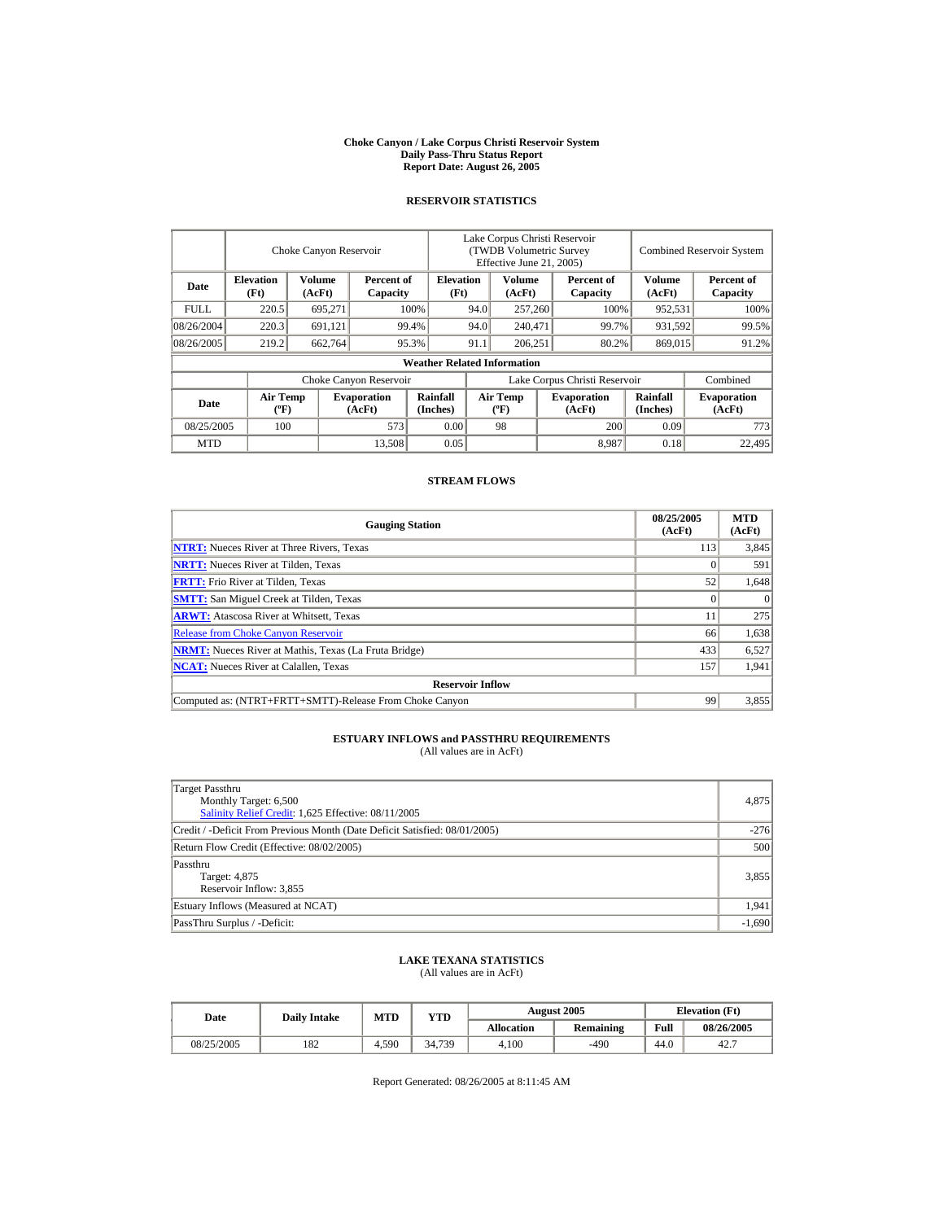# Choke Canyon / Lake Corpus Christi Reservoir System
## Daily Pass-Thru Status Report
## Report Date: August 26, 2005

### RESERVOIR STATISTICS

| | Choke Canyon Reservoir | | | Lake Corpus Christi Reservoir (TWDB Volumetric Survey Effective June 21, 2005) | | | Combined Reservoir System | |
|---|---|---|---|---|---|---|---|---|
| Date | Elevation (Ft) | Volume (AcFt) | Percent of Capacity | Elevation (Ft) | Volume (AcFt) | Percent of Capacity | Volume (AcFt) | Percent of Capacity |
| FULL | 220.5 | 695,271 | 100% | 94.0 | 257,260 | 100% | 952,531 | 100% |
| 08/26/2004 | 220.3 | 691,121 | 99.4% | 94.0 | 240,471 | 99.7% | 931,592 | 99.5% |
| 08/26/2005 | 219.2 | 662,764 | 95.3% | 91.1 | 206,251 | 80.2% | 869,015 | 91.2% |

**Weather Related Information**

| | Choke Canyon Reservoir | | | Lake Corpus Christi Reservoir | | | Combined |
|---|---|---|---|---|---|---|---|
| Date | Air Temp (ºF) | Evaporation (AcFt) | Rainfall (Inches) | Air Temp (ºF) | Evaporation (AcFt) | Rainfall (Inches) | Evaporation (AcFt) |
| 08/25/2005 | 100 | 573 | 0.00 | 98 | 200 | 0.09 | 773 |
| MTD | | 13,508 | 0.05 | | 8,987 | 0.18 | 22,495 |

### STREAM FLOWS

| Gauging Station | 08/25/2005 (AcFt) | MTD (AcFt) |
|---|---|---|
| **NTRT:** Nueces River at Three Rivers, Texas | 113 | 3,845 |
| **NRTT:** Nueces River at Tilden, Texas | 0 | 591 |
| **FRTT:** Frio River at Tilden, Texas | 52 | 1,648 |
| **SMTT:** San Miguel Creek at Tilden, Texas | 0 | 0 |
| **ARWT:** Atascosa River at Whitsett, Texas | 11 | 275 |
| Release from Choke Canyon Reservoir | 66 | 1,638 |
| **NRMT:** Nueces River at Mathis, Texas (La Fruta Bridge) | 433 | 6,527 |
| **NCAT:** Nueces River at Calallen, Texas | 157 | 1,941 |
| **Reservoir Inflow** | | |
| Computed as: (NTRT+FRTT+SMTT)-Release From Choke Canyon | 99 | 3,855 |

### ESTUARY INFLOWS and PASSTHRU REQUIREMENTS
(All values are in AcFt)

| | |
|---|---|
| Target Passthru<br>Monthly Target: 6,500<br>Salinity Relief Credit: 1,625 Effective: 08/11/2005 | 4,875 |
| Credit / -Deficit From Previous Month (Date Deficit Satisfied: 08/01/2005) | -276 |
| Return Flow Credit (Effective: 08/02/2005) | 500 |
| Passthru<br>Target: 4,875<br>Reservoir Inflow: 3,855 | 3,855 |
| Estuary Inflows (Measured at NCAT) | 1,941 |
| PassThru Surplus / -Deficit: | -1,690 |

### LAKE TEXANA STATISTICS
(All values are in AcFt)

| Date | Daily Intake | MTD | YTD | August 2005 | | Elevation (Ft) | |
|---|---|---|---|---|---|---|---|
| | | | | Allocation | Remaining | Full | 08/26/2005 |
| 08/25/2005 | 182 | 4,590 | 34,739 | 4,100 | -490 | 44.0 | 42.7 |

Report Generated: 08/26/2005 at 8:11:45 AM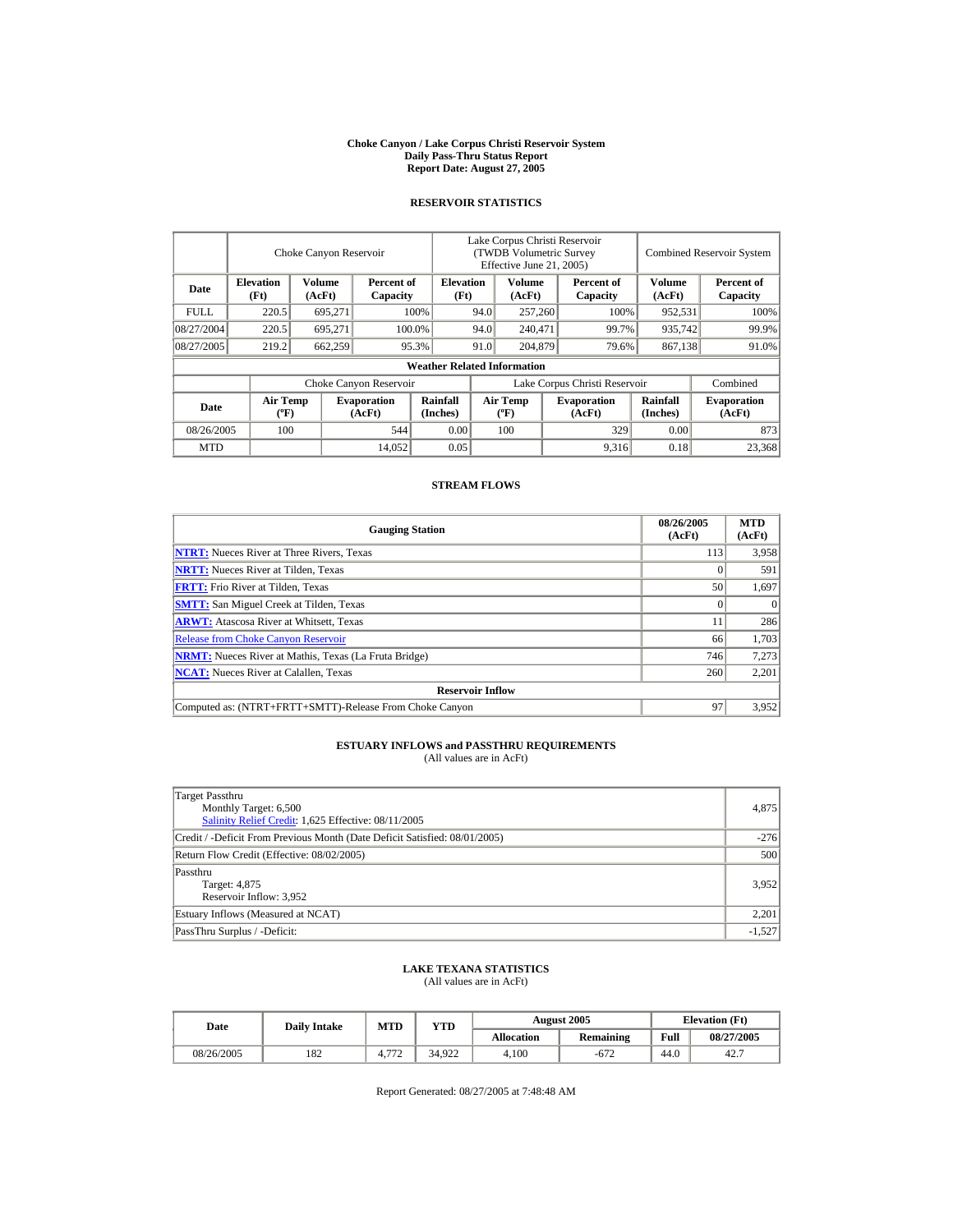**Choke Canyon / Lake Corpus Christi Reservoir System**
**Daily Pass-Thru Status Report**
**Report Date: August 27, 2005**

## RESERVOIR STATISTICS

| Date | Choke Canyon Reservoir | | | Lake Corpus Christi Reservoir (TWDB Volumetric Survey Effective June 21, 2005) | | | Combined Reservoir System | |
|---|---|---|---|---|---|---|---|---|
| | Elevation (Ft) | Volume (AcFt) | Percent of Capacity | Elevation (Ft) | Volume (AcFt) | Percent of Capacity | Volume (AcFt) | Percent of Capacity |
| FULL | 220.5 | 695,271 | 100% | 94.0 | 257,260 | 100% | 952,531 | 100% |
| 08/27/2004 | 220.5 | 695,271 | 100.0% | 94.0 | 240,471 | 99.7% | 935,742 | 99.9% |
| 08/27/2005 | 219.2 | 662,259 | 95.3% | 91.0 | 204,879 | 79.6% | 867,138 | 91.0% |

**Weather Related Information**

| Date | Choke Canyon Reservoir | | | Lake Corpus Christi Reservoir | | | Combined |
|---|---|---|---|---|---|---|---|
| | Air Temp (ºF) | Evaporation (AcFt) | Rainfall (Inches) | Air Temp (ºF) | Evaporation (AcFt) | Rainfall (Inches) | Evaporation (AcFt) |
| 08/26/2005 | 100 | 544 | 0.00 | 100 | 329 | 0.00 | 873 |
| MTD | | 14,052 | 0.05 | | 9,316 | 0.18 | 23,368 |

## STREAM FLOWS

| Gauging Station | 08/26/2005 (AcFt) | MTD (AcFt) |
|---|---|---|
| NTRT: Nueces River at Three Rivers, Texas | 113 | 3,958 |
| NRTT: Nueces River at Tilden, Texas | 0 | 591 |
| FRTT: Frio River at Tilden, Texas | 50 | 1,697 |
| SMTT: San Miguel Creek at Tilden, Texas | 0 | 0 |
| ARWT: Atascosa River at Whitsett, Texas | 11 | 286 |
| Release from Choke Canyon Reservoir | 66 | 1,703 |
| NRMT: Nueces River at Mathis, Texas (La Fruta Bridge) | 746 | 7,273 |
| NCAT: Nueces River at Calallen, Texas | 260 | 2,201 |
| **Reservoir Inflow** | | |
| Computed as: (NTRT+FRTT+SMTT)-Release From Choke Canyon | 97 | 3,952 |

## ESTUARY INFLOWS and PASSTHRU REQUIREMENTS
(All values are in AcFt)

| | |
|---|---|
| Target Passthru<br>Monthly Target: 6,500<br>Salinity Relief Credit: 1,625 Effective: 08/11/2005 | 4,875 |
| Credit / -Deficit From Previous Month (Date Deficit Satisfied: 08/01/2005) | -276 |
| Return Flow Credit (Effective: 08/02/2005) | 500 |
| Passthru<br>Target: 4,875<br>Reservoir Inflow: 3,952 | 3,952 |
| Estuary Inflows (Measured at NCAT) | 2,201 |
| PassThru Surplus / -Deficit: | -1,527 |

## LAKE TEXANA STATISTICS
(All values are in AcFt)

| Date | Daily Intake | MTD | YTD | August 2005 | | Elevation (Ft) | |
|---|---|---|---|---|---|---|---|
| | | | | Allocation | Remaining | Full | 08/27/2005 |
| 08/26/2005 | 182 | 4,772 | 34,922 | 4,100 | -672 | 44.0 | 42.7 |

Report Generated: 08/27/2005 at 7:48:48 AM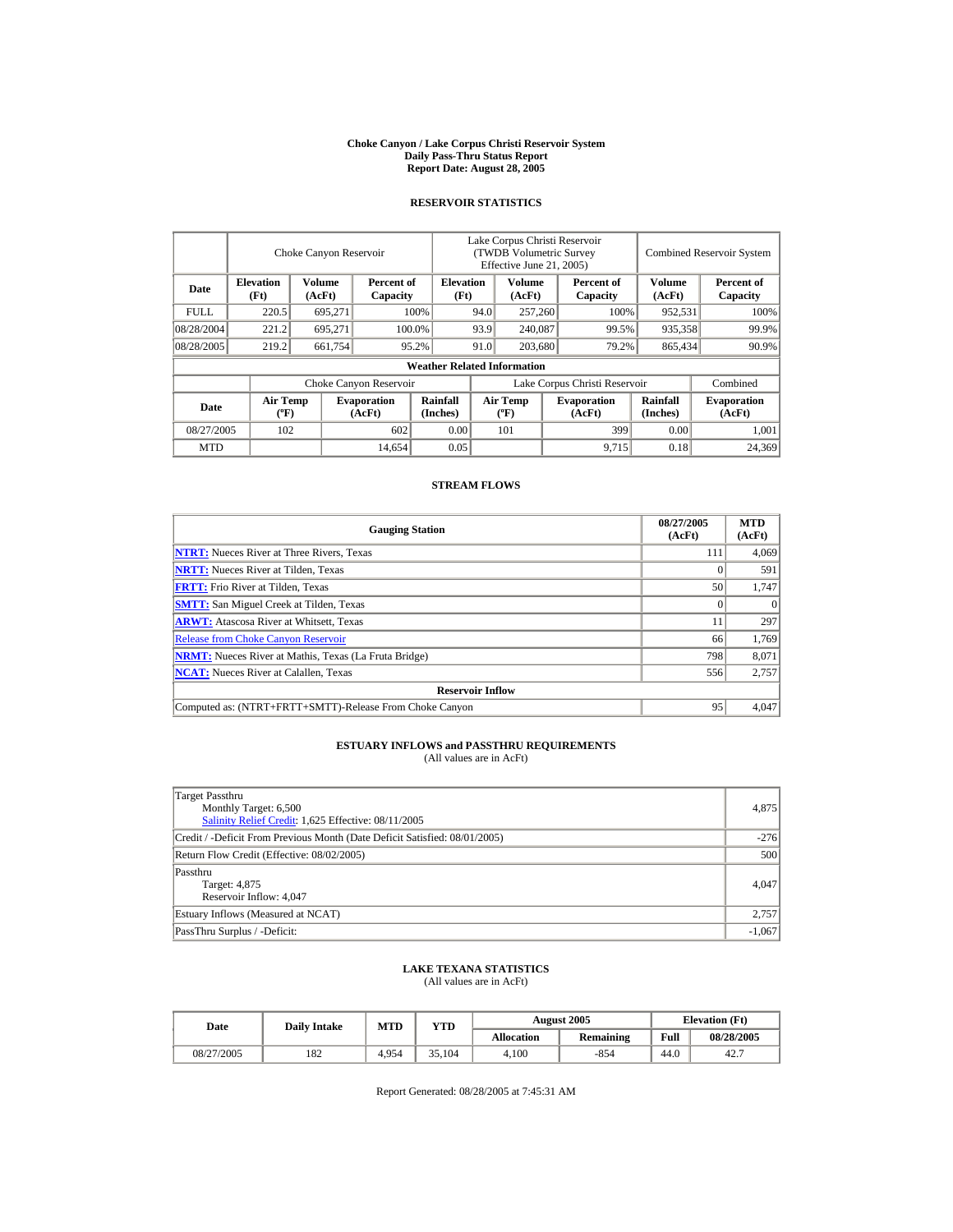**Choke Canyon / Lake Corpus Christi Reservoir System**
**Daily Pass-Thru Status Report**
**Report Date: August 28, 2005**

## RESERVOIR STATISTICS

| | Choke Canyon Reservoir | | | Lake Corpus Christi Reservoir (TWDB Volumetric Survey Effective June 21, 2005) | | | Combined Reservoir System | |
|---|---|---|---|---|---|---|---|---|
| **Date** | **Elevation (Ft)** | **Volume (AcFt)** | **Percent of Capacity** | **Elevation (Ft)** | **Volume (AcFt)** | **Percent of Capacity** | **Volume (AcFt)** | **Percent of Capacity** |
| FULL | 220.5 | 695,271 | 100% | 94.0 | 257,260 | 100% | 952,531 | 100% |
| 08/28/2004 | 221.2 | 695,271 | 100.0% | 93.9 | 240,087 | 99.5% | 935,358 | 99.9% |
| 08/28/2005 | 219.2 | 661,754 | 95.2% | 91.0 | 203,680 | 79.2% | 865,434 | 90.9% |

**Weather Related Information**

| | Choke Canyon Reservoir | | | Lake Corpus Christi Reservoir | | | Combined |
|---|---|---|---|---|---|---|---|
| **Date** | **Air Temp (ºF)** | **Evaporation (AcFt)** | **Rainfall (Inches)** | **Air Temp (ºF)** | **Evaporation (AcFt)** | **Rainfall (Inches)** | **Evaporation (AcFt)** |
| 08/27/2005 | 102 | 602 | 0.00 | 101 | 399 | 0.00 | 1,001 |
| MTD | | 14,654 | 0.05 | | 9,715 | 0.18 | 24,369 |

## STREAM FLOWS

| Gauging Station | 08/27/2005 (AcFt) | MTD (AcFt) |
|---|---|---|
| **NTRT:** Nueces River at Three Rivers, Texas | 111 | 4,069 |
| **NRTT:** Nueces River at Tilden, Texas | 0 | 591 |
| **FRTT:** Frio River at Tilden, Texas | 50 | 1,747 |
| **SMTT:** San Miguel Creek at Tilden, Texas | 0 | 0 |
| **ARWT:** Atascosa River at Whitsett, Texas | 11 | 297 |
| Release from Choke Canyon Reservoir | 66 | 1,769 |
| **NRMT:** Nueces River at Mathis, Texas (La Fruta Bridge) | 798 | 8,071 |
| **NCAT:** Nueces River at Calallen, Texas | 556 | 2,757 |
| **Reservoir Inflow** | | |
| Computed as: (NTRT+FRTT+SMTT)-Release From Choke Canyon | 95 | 4,047 |

## ESTUARY INFLOWS and PASSTHRU REQUIREMENTS
(All values are in AcFt)

| | |
|---|---|
| Target Passthru<br>Monthly Target: 6,500<br>Salinity Relief Credit: 1,625 Effective: 08/11/2005 | 4,875 |
| Credit / -Deficit From Previous Month (Date Deficit Satisfied: 08/01/2005) | -276 |
| Return Flow Credit (Effective: 08/02/2005) | 500 |
| Passthru<br>Target: 4,875<br>Reservoir Inflow: 4,047 | 4,047 |
| Estuary Inflows (Measured at NCAT) | 2,757 |
| PassThru Surplus / -Deficit: | -1,067 |

## LAKE TEXANA STATISTICS
(All values are in AcFt)

| Date | Daily Intake | MTD | YTD | August 2005 | | Elevation (Ft) | |
|---|---|---|---|---|---|---|---|
| | | | | **Allocation** | **Remaining** | **Full** | **08/28/2005** |
| 08/27/2005 | 182 | 4,954 | 35,104 | 4,100 | -854 | 44.0 | 42.7 |

Report Generated: 08/28/2005 at 7:45:31 AM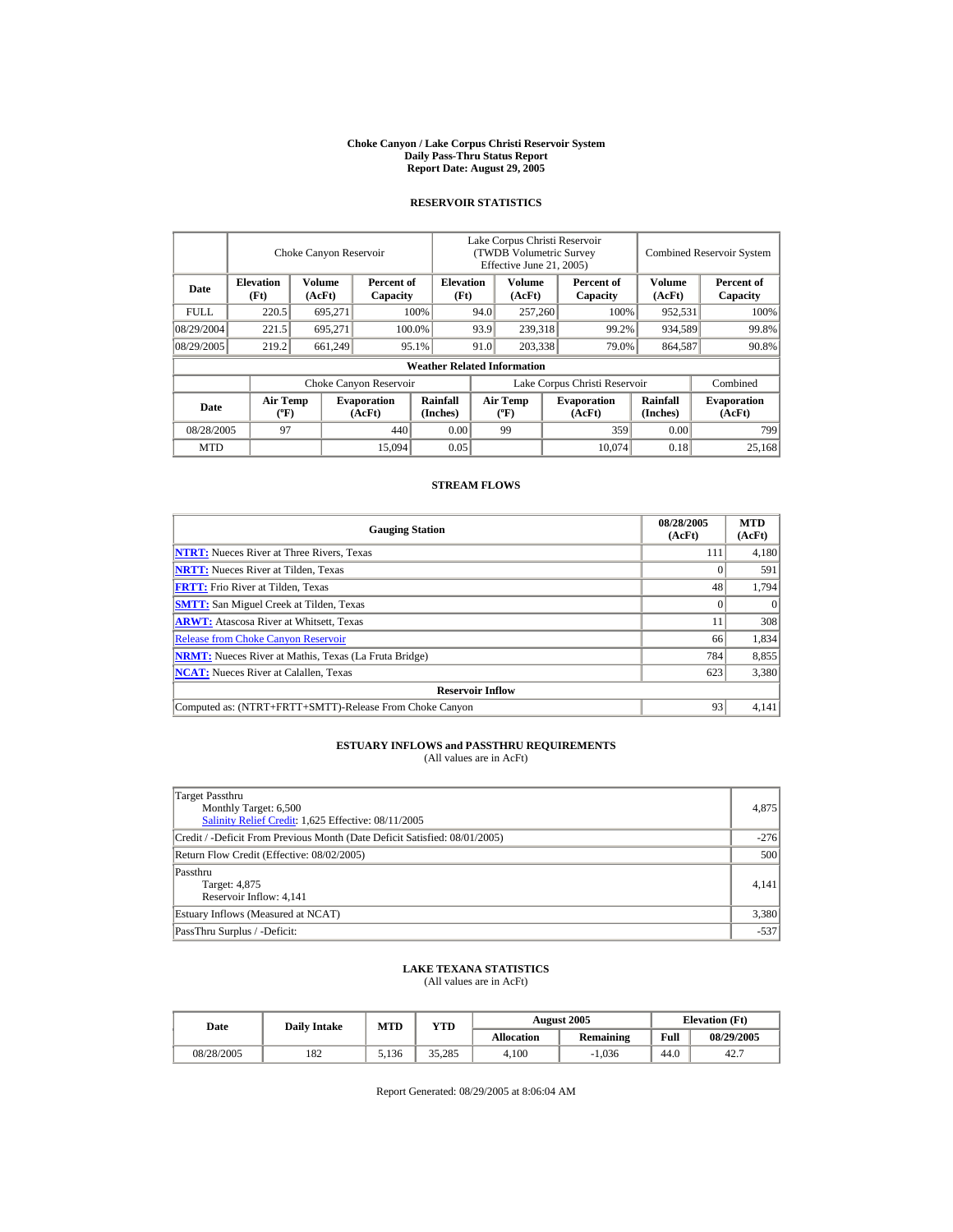# Choke Canyon / Lake Corpus Christi Reservoir System
## Daily Pass-Thru Status Report
### Report Date: August 29, 2005

## RESERVOIR STATISTICS

| Date | Choke Canyon Reservoir | | | Lake Corpus Christi Reservoir (TWDB Volumetric Survey Effective June 21, 2005) | | | Combined Reservoir System | |
|---|---|---|---|---|---|---|---|---|
| | Elevation (Ft) | Volume (AcFt) | Percent of Capacity | Elevation (Ft) | Volume (AcFt) | Percent of Capacity | Volume (AcFt) | Percent of Capacity |
| FULL | 220.5 | 695,271 | 100% | 94.0 | 257,260 | 100% | 952,531 | 100% |
| 08/29/2004 | 221.5 | 695,271 | 100.0% | 93.9 | 239,318 | 99.2% | 934,589 | 99.8% |
| 08/29/2005 | 219.2 | 661,249 | 95.1% | 91.0 | 203,338 | 79.0% | 864,587 | 90.8% |

**Weather Related Information**

| Date | Choke Canyon Reservoir | | | Lake Corpus Christi Reservoir | | | Combined |
|---|---|---|---|---|---|---|---|
| | Air Temp (ºF) | Evaporation (AcFt) | Rainfall (Inches) | Air Temp (ºF) | Evaporation (AcFt) | Rainfall (Inches) | Evaporation (AcFt) |
| 08/28/2005 | 97 | 440 | 0.00 | 99 | 359 | 0.00 | 799 |
| MTD | | 15,094 | 0.05 | | 10,074 | 0.18 | 25,168 |

## STREAM FLOWS

| Gauging Station | 08/28/2005 (AcFt) | MTD (AcFt) |
|---|---|---|
| NTRT: Nueces River at Three Rivers, Texas | 111 | 4,180 |
| NRTT: Nueces River at Tilden, Texas | 0 | 591 |
| FRTT: Frio River at Tilden, Texas | 48 | 1,794 |
| SMTT: San Miguel Creek at Tilden, Texas | 0 | 0 |
| ARWT: Atascosa River at Whitsett, Texas | 11 | 308 |
| Release from Choke Canyon Reservoir | 66 | 1,834 |
| NRMT: Nueces River at Mathis, Texas (La Fruta Bridge) | 784 | 8,855 |
| NCAT: Nueces River at Calallen, Texas | 623 | 3,380 |
| **Reservoir Inflow** | | |
| Computed as: (NTRT+FRTT+SMTT)-Release From Choke Canyon | 93 | 4,141 |

## ESTUARY INFLOWS and PASSTHRU REQUIREMENTS
(All values are in AcFt)

| | |
|---|---|
| Target Passthru<br>Monthly Target: 6,500<br>Salinity Relief Credit: 1,625 Effective: 08/11/2005 | 4,875 |
| Credit / -Deficit From Previous Month (Date Deficit Satisfied: 08/01/2005) | -276 |
| Return Flow Credit (Effective: 08/02/2005) | 500 |
| Passthru<br>Target: 4,875<br>Reservoir Inflow: 4,141 | 4,141 |
| Estuary Inflows (Measured at NCAT) | 3,380 |
| PassThru Surplus / -Deficit: | -537 |

## LAKE TEXANA STATISTICS
(All values are in AcFt)

| Date | Daily Intake | MTD | YTD | August 2005 | | Elevation (Ft) | |
|---|---|---|---|---|---|---|---|
| | | | | Allocation | Remaining | Full | 08/29/2005 |
| 08/28/2005 | 182 | 5,136 | 35,285 | 4,100 | -1,036 | 44.0 | 42.7 |

Report Generated: 08/29/2005 at 8:06:04 AM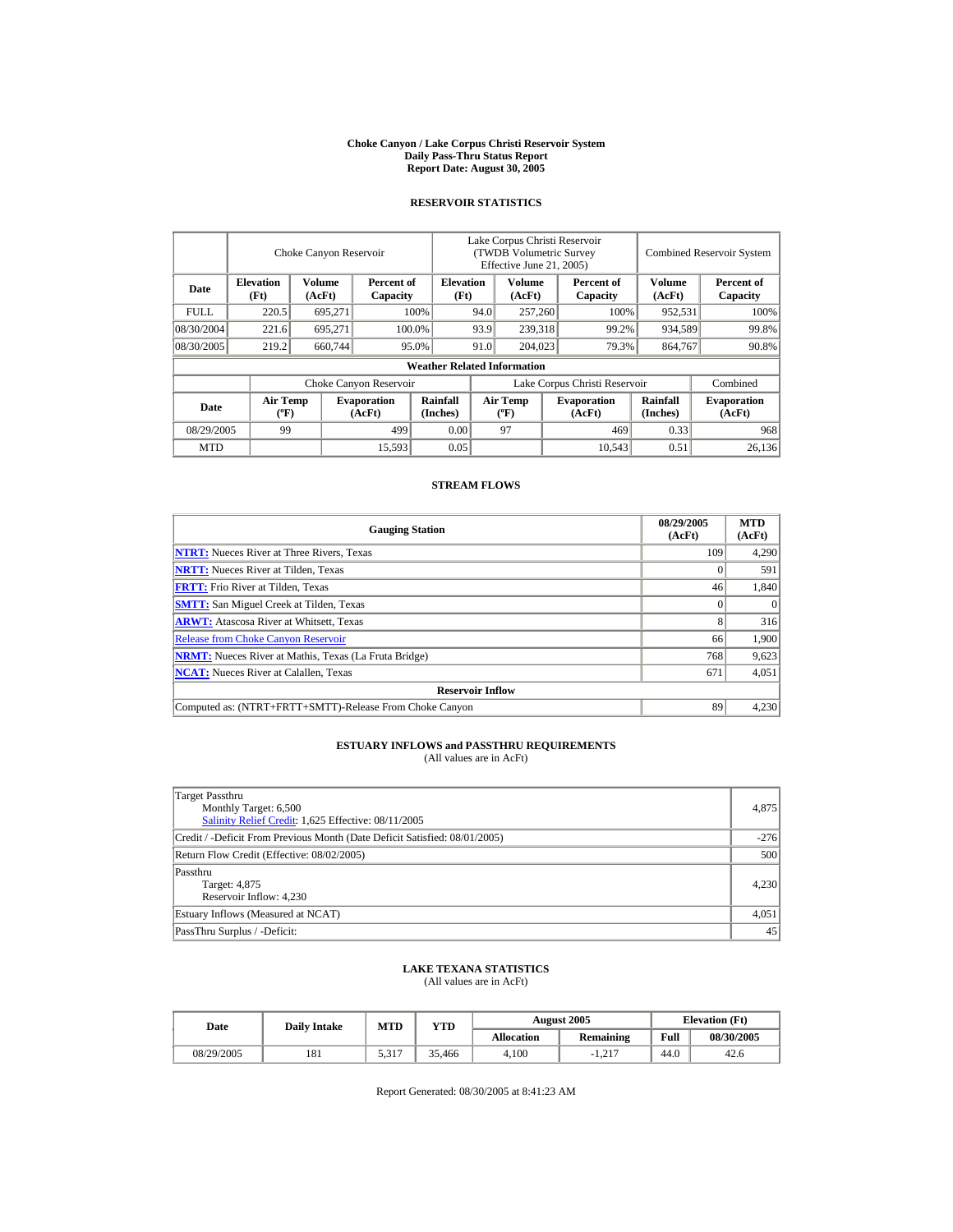**Choke Canyon / Lake Corpus Christi Reservoir System**
**Daily Pass-Thru Status Report**
**Report Date: August 30, 2005**

## RESERVOIR STATISTICS

| | Choke Canyon Reservoir | | | Lake Corpus Christi Reservoir (TWDB Volumetric Survey Effective June 21, 2005) | | | Combined Reservoir System | |
|---|---|---|---|---|---|---|---|---|
| **Date** | **Elevation (Ft)** | **Volume (AcFt)** | **Percent of Capacity** | **Elevation (Ft)** | **Volume (AcFt)** | **Percent of Capacity** | **Volume (AcFt)** | **Percent of Capacity** |
| FULL | 220.5 | 695,271 | 100% | 94.0 | 257,260 | 100% | 952,531 | 100% |
| 08/30/2004 | 221.6 | 695,271 | 100.0% | 93.9 | 239,318 | 99.2% | 934,589 | 99.8% |
| 08/30/2005 | 219.2 | 660,744 | 95.0% | 91.0 | 204,023 | 79.3% | 864,767 | 90.8% |

**Weather Related Information**

| | Choke Canyon Reservoir | | | Lake Corpus Christi Reservoir | | | Combined |
|---|---|---|---|---|---|---|---|
| **Date** | **Air Temp (ºF)** | **Evaporation (AcFt)** | **Rainfall (Inches)** | **Air Temp (ºF)** | **Evaporation (AcFt)** | **Rainfall (Inches)** | **Evaporation (AcFt)** |
| 08/29/2005 | 99 | 499 | 0.00 | 97 | 469 | 0.33 | 968 |
| MTD | | 15,593 | 0.05 | | 10,543 | 0.51 | 26,136 |

## STREAM FLOWS

| Gauging Station | 08/29/2005 (AcFt) | MTD (AcFt) |
|---|---|---|
| **NTRT:** Nueces River at Three Rivers, Texas | 109 | 4,290 |
| **NRTT:** Nueces River at Tilden, Texas | 0 | 591 |
| **FRTT:** Frio River at Tilden, Texas | 46 | 1,840 |
| **SMTT:** San Miguel Creek at Tilden, Texas | 0 | 0 |
| **ARWT:** Atascosa River at Whitsett, Texas | 8 | 316 |
| Release from Choke Canyon Reservoir | 66 | 1,900 |
| **NRMT:** Nueces River at Mathis, Texas (La Fruta Bridge) | 768 | 9,623 |
| **NCAT:** Nueces River at Calallen, Texas | 671 | 4,051 |
| **Reservoir Inflow** | | |
| Computed as: (NTRT+FRTT+SMTT)-Release From Choke Canyon | 89 | 4,230 |

## ESTUARY INFLOWS and PASSTHRU REQUIREMENTS
(All values are in AcFt)

| | |
|---|---|
| Target Passthru<br>Monthly Target: 6,500<br>Salinity Relief Credit: 1,625 Effective: 08/11/2005 | 4,875 |
| Credit / -Deficit From Previous Month (Date Deficit Satisfied: 08/01/2005) | -276 |
| Return Flow Credit (Effective: 08/02/2005) | 500 |
| Passthru<br>Target: 4,875<br>Reservoir Inflow: 4,230 | 4,230 |
| Estuary Inflows (Measured at NCAT) | 4,051 |
| PassThru Surplus / -Deficit: | 45 |

## LAKE TEXANA STATISTICS
(All values are in AcFt)

| Date | Daily Intake | MTD | YTD | August 2005 | | Elevation (Ft) | |
|---|---|---|---|---|---|---|---|
| | | | | **Allocation** | **Remaining** | **Full** | **08/30/2005** |
| 08/29/2005 | 181 | 5,317 | 35,466 | 4,100 | -1,217 | 44.0 | 42.6 |

Report Generated: 08/30/2005 at 8:41:23 AM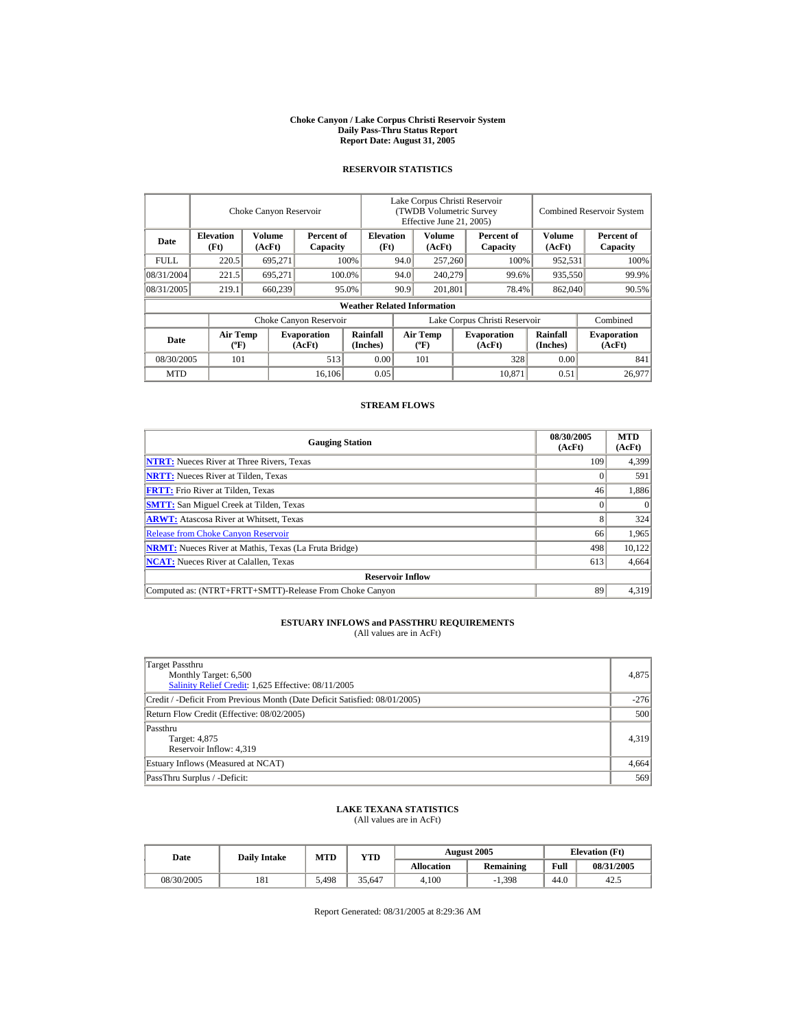**Choke Canyon / Lake Corpus Christi Reservoir System**
**Daily Pass-Thru Status Report**
**Report Date: August 31, 2005**

## RESERVOIR STATISTICS

| Date | Choke Canyon Reservoir | | | Lake Corpus Christi Reservoir (TWDB Volumetric Survey Effective June 21, 2005) | | | Combined Reservoir System | |
|---|---|---|---|---|---|---|---|---|
| | Elevation (Ft) | Volume (AcFt) | Percent of Capacity | Elevation (Ft) | Volume (AcFt) | Percent of Capacity | Volume (AcFt) | Percent of Capacity |
| FULL | 220.5 | 695,271 | 100% | 94.0 | 257,260 | 100% | 952,531 | 100% |
| 08/31/2004 | 221.5 | 695,271 | 100.0% | 94.0 | 240,279 | 99.6% | 935,550 | 99.9% |
| 08/31/2005 | 219.1 | 660,239 | 95.0% | 90.9 | 201,801 | 78.4% | 862,040 | 90.5% |

**Weather Related Information**

| Date | Choke Canyon Reservoir | | | Lake Corpus Christi Reservoir | | | Combined |
|---|---|---|---|---|---|---|---|
| | Air Temp (ºF) | Evaporation (AcFt) | Rainfall (Inches) | Air Temp (ºF) | Evaporation (AcFt) | Rainfall (Inches) | Evaporation (AcFt) |
| 08/30/2005 | 101 | 513 | 0.00 | 101 | 328 | 0.00 | 841 |
| MTD | | 16,106 | 0.05 | | 10,871 | 0.51 | 26,977 |

## STREAM FLOWS

| Gauging Station | 08/30/2005 (AcFt) | MTD (AcFt) |
|---|---|---|
| NTRT: Nueces River at Three Rivers, Texas | 109 | 4,399 |
| NRTT: Nueces River at Tilden, Texas | 0 | 591 |
| FRTT: Frio River at Tilden, Texas | 46 | 1,886 |
| SMTT: San Miguel Creek at Tilden, Texas | 0 | 0 |
| ARWT: Atascosa River at Whitsett, Texas | 8 | 324 |
| Release from Choke Canyon Reservoir | 66 | 1,965 |
| NRMT: Nueces River at Mathis, Texas (La Fruta Bridge) | 498 | 10,122 |
| NCAT: Nueces River at Calallen, Texas | 613 | 4,664 |
| **Reservoir Inflow** | | |
| Computed as: (NTRT+FRTT+SMTT)-Release From Choke Canyon | 89 | 4,319 |

## ESTUARY INFLOWS and PASSTHRU REQUIREMENTS

(All values are in AcFt)

| | |
|---|---|
| Target Passthru<br>Monthly Target: 6,500<br>Salinity Relief Credit: 1,625 Effective: 08/11/2005 | 4,875 |
| Credit / -Deficit From Previous Month (Date Deficit Satisfied: 08/01/2005) | -276 |
| Return Flow Credit (Effective: 08/02/2005) | 500 |
| Passthru<br>Target: 4,875<br>Reservoir Inflow: 4,319 | 4,319 |
| Estuary Inflows (Measured at NCAT) | 4,664 |
| PassThru Surplus / -Deficit: | 569 |

## LAKE TEXANA STATISTICS

(All values are in AcFt)

| Date | Daily Intake | MTD | YTD | August 2005 | | Elevation (Ft) | |
|---|---|---|---|---|---|---|---|
| | | | | Allocation | Remaining | Full | 08/31/2005 |
| 08/30/2005 | 181 | 5,498 | 35,647 | 4,100 | -1,398 | 44.0 | 42.5 |

Report Generated: 08/31/2005 at 8:29:36 AM